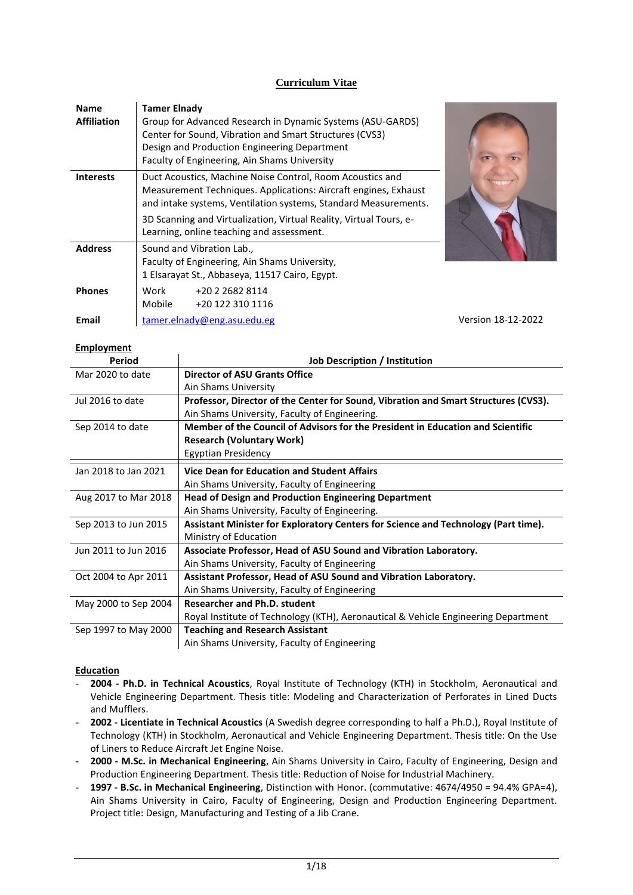# Curriculum Vitae

| | |
|---|---|
| **Name** | **Tamer Elnady** |
| **Affiliation** | Group for Advanced Research in Dynamic Systems (ASU-GARDS)<br>Center for Sound, Vibration and Smart Structures (CVS3)<br>Design and Production Engineering Department<br>Faculty of Engineering, Ain Shams University |
| **Interests** | Duct Acoustics, Machine Noise Control, Room Acoustics and Measurement Techniques. Applications: Aircraft engines, Exhaust and intake systems, Ventilation systems, Standard Measurements.<br>3D Scanning and Virtualization, Virtual Reality, Virtual Tours, e-Learning, online teaching and assessment. |
| **Address** | Sound and Vibration Lab.,<br>Faculty of Engineering, Ain Shams University,<br>1 Elsarayat St., Abbaseya, 11517 Cairo, Egypt. |
| **Phones** | Work +20 2 2682 8114<br>Mobile +20 122 310 1116 |
| **Email** | tamer.elnady@eng.asu.edu.eg |

Version 18-12-2022

## Employment

| Period | Job Description / Institution |
|---|---|
| Mar 2020 to date | **Director of ASU Grants Office**<br>Ain Shams University |
| Jul 2016 to date | **Professor, Director of the Center for Sound, Vibration and Smart Structures (CVS3).**<br>Ain Shams University, Faculty of Engineering. |
| Sep 2014 to date | **Member of the Council of Advisors for the President in Education and Scientific Research (Voluntary Work)**<br>Egyptian Presidency |
| Jan 2018 to Jan 2021 | **Vice Dean for Education and Student Affairs**<br>Ain Shams University, Faculty of Engineering |
| Aug 2017 to Mar 2018 | **Head of Design and Production Engineering Department**<br>Ain Shams University, Faculty of Engineering. |
| Sep 2013 to Jun 2015 | **Assistant Minister for Exploratory Centers for Science and Technology (Part time).**<br>Ministry of Education |
| Jun 2011 to Jun 2016 | **Associate Professor, Head of ASU Sound and Vibration Laboratory.**<br>Ain Shams University, Faculty of Engineering |
| Oct 2004 to Apr 2011 | **Assistant Professor, Head of ASU Sound and Vibration Laboratory.**<br>Ain Shams University, Faculty of Engineering |
| May 2000 to Sep 2004 | **Researcher and Ph.D. student**<br>Royal Institute of Technology (KTH), Aeronautical & Vehicle Engineering Department |
| Sep 1997 to May 2000 | **Teaching and Research Assistant**<br>Ain Shams University, Faculty of Engineering |

## Education

- **2004 - Ph.D. in Technical Acoustics**, Royal Institute of Technology (KTH) in Stockholm, Aeronautical and Vehicle Engineering Department. Thesis title: Modeling and Characterization of Perforates in Lined Ducts and Mufflers.
- **2002 - Licentiate in Technical Acoustics** (A Swedish degree corresponding to half a Ph.D.), Royal Institute of Technology (KTH) in Stockholm, Aeronautical and Vehicle Engineering Department. Thesis title: On the Use of Liners to Reduce Aircraft Jet Engine Noise.
- **2000 - M.Sc. in Mechanical Engineering**, Ain Shams University in Cairo, Faculty of Engineering, Design and Production Engineering Department. Thesis title: Reduction of Noise for Industrial Machinery.
- **1997 - B.Sc. in Mechanical Engineering**, Distinction with Honor. (commutative: 4674/4950 = 94.4% GPA=4), Ain Shams University in Cairo, Faculty of Engineering, Design and Production Engineering Department. Project title: Design, Manufacturing and Testing of a Jib Crane.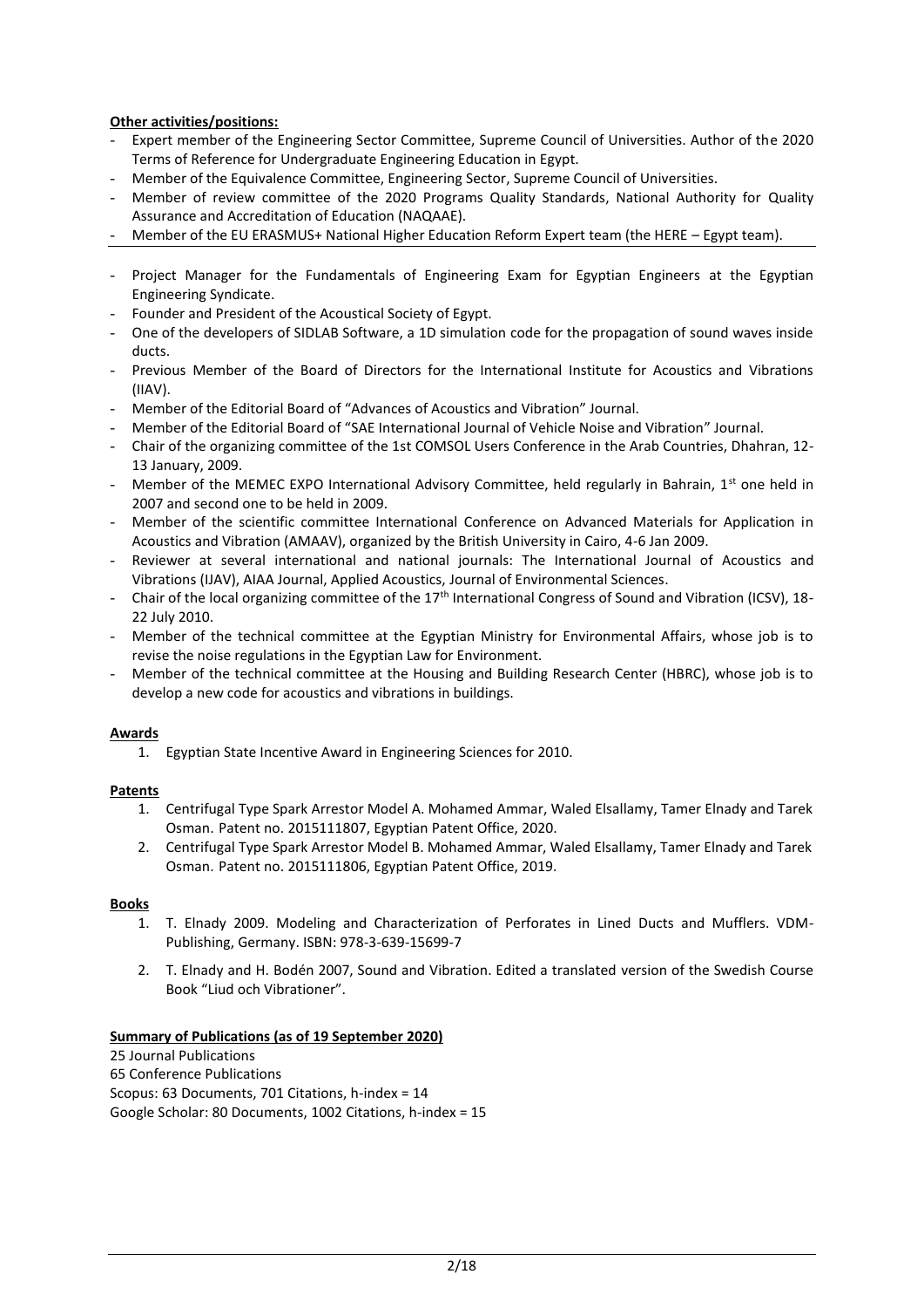**Other activities/positions:**

- Expert member of the Engineering Sector Committee, Supreme Council of Universities. Author of the 2020 Terms of Reference for Undergraduate Engineering Education in Egypt.
- Member of the Equivalence Committee, Engineering Sector, Supreme Council of Universities.
- Member of review committee of the 2020 Programs Quality Standards, National Authority for Quality Assurance and Accreditation of Education (NAQAAE).
- Member of the EU ERASMUS+ National Higher Education Reform Expert team (the HERE – Egypt team).

---

- Project Manager for the Fundamentals of Engineering Exam for Egyptian Engineers at the Egyptian Engineering Syndicate.
- Founder and President of the Acoustical Society of Egypt.
- One of the developers of SIDLAB Software, a 1D simulation code for the propagation of sound waves inside ducts.
- Previous Member of the Board of Directors for the International Institute for Acoustics and Vibrations (IIAV).
- Member of the Editorial Board of "Advances of Acoustics and Vibration" Journal.
- Member of the Editorial Board of "SAE International Journal of Vehicle Noise and Vibration" Journal.
- Chair of the organizing committee of the 1st COMSOL Users Conference in the Arab Countries, Dhahran, 12-13 January, 2009.
- Member of the MEMEC EXPO International Advisory Committee, held regularly in Bahrain, 1st one held in 2007 and second one to be held in 2009.
- Member of the scientific committee International Conference on Advanced Materials for Application in Acoustics and Vibration (AMAAV), organized by the British University in Cairo, 4-6 Jan 2009.
- Reviewer at several international and national journals: The International Journal of Acoustics and Vibrations (IJAV), AIAA Journal, Applied Acoustics, Journal of Environmental Sciences.
- Chair of the local organizing committee of the 17th International Congress of Sound and Vibration (ICSV), 18-22 July 2010.
- Member of the technical committee at the Egyptian Ministry for Environmental Affairs, whose job is to revise the noise regulations in the Egyptian Law for Environment.
- Member of the technical committee at the Housing and Building Research Center (HBRC), whose job is to develop a new code for acoustics and vibrations in buildings.

**Awards**

1. Egyptian State Incentive Award in Engineering Sciences for 2010.

**Patents**

1. Centrifugal Type Spark Arrestor Model A. Mohamed Ammar, Waled Elsallamy, Tamer Elnady and Tarek Osman. Patent no. 2015111807, Egyptian Patent Office, 2020.
2. Centrifugal Type Spark Arrestor Model B. Mohamed Ammar, Waled Elsallamy, Tamer Elnady and Tarek Osman. Patent no. 2015111806, Egyptian Patent Office, 2019.

**Books**

1. T. Elnady 2009. Modeling and Characterization of Perforates in Lined Ducts and Mufflers. VDM-Publishing, Germany. ISBN: 978-3-639-15699-7
2. T. Elnady and H. Bodén 2007, Sound and Vibration. Edited a translated version of the Swedish Course Book "Liud och Vibrationer".

**Summary of Publications (as of 19 September 2020)**

25 Journal Publications
65 Conference Publications
Scopus: 63 Documents, 701 Citations, h-index = 14
Google Scholar: 80 Documents, 1002 Citations, h-index = 15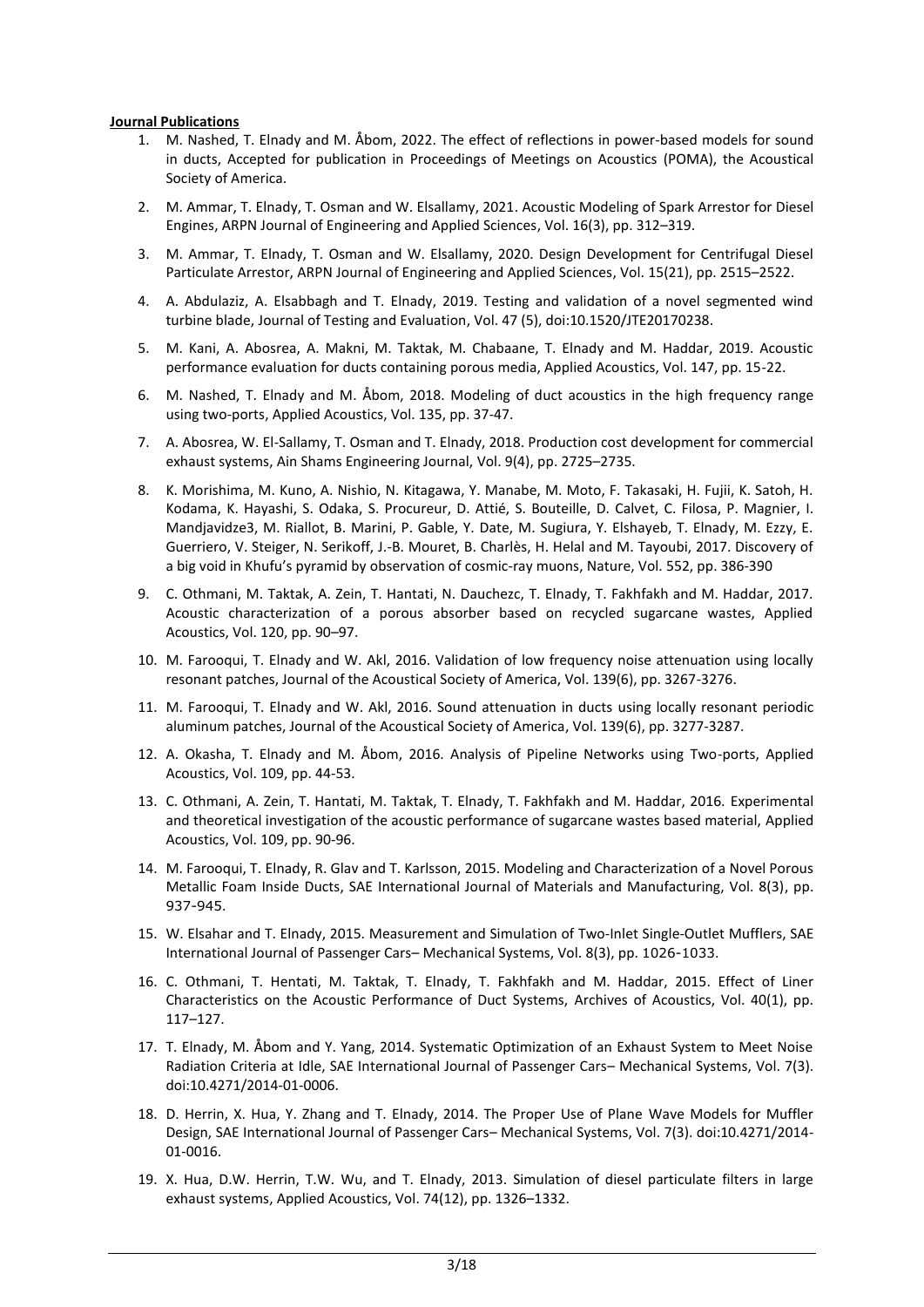**Journal Publications**

1. M. Nashed, T. Elnady and M. Åbom, 2022. The effect of reflections in power-based models for sound in ducts, Accepted for publication in Proceedings of Meetings on Acoustics (POMA), the Acoustical Society of America.
2. M. Ammar, T. Elnady, T. Osman and W. Elsallamy, 2021. Acoustic Modeling of Spark Arrestor for Diesel Engines, ARPN Journal of Engineering and Applied Sciences, Vol. 16(3), pp. 312–319.
3. M. Ammar, T. Elnady, T. Osman and W. Elsallamy, 2020. Design Development for Centrifugal Diesel Particulate Arrestor, ARPN Journal of Engineering and Applied Sciences, Vol. 15(21), pp. 2515–2522.
4. A. Abdulaziz, A. Elsabbagh and T. Elnady, 2019. Testing and validation of a novel segmented wind turbine blade, Journal of Testing and Evaluation, Vol. 47 (5), doi:10.1520/JTE20170238.
5. M. Kani, A. Abosrea, A. Makni, M. Taktak, M. Chabaane, T. Elnady and M. Haddar, 2019. Acoustic performance evaluation for ducts containing porous media, Applied Acoustics, Vol. 147, pp. 15-22.
6. M. Nashed, T. Elnady and M. Åbom, 2018. Modeling of duct acoustics in the high frequency range using two-ports, Applied Acoustics, Vol. 135, pp. 37-47.
7. A. Abosrea, W. El-Sallamy, T. Osman and T. Elnady, 2018. Production cost development for commercial exhaust systems, Ain Shams Engineering Journal, Vol. 9(4), pp. 2725–2735.
8. K. Morishima, M. Kuno, A. Nishio, N. Kitagawa, Y. Manabe, M. Moto, F. Takasaki, H. Fujii, K. Satoh, H. Kodama, K. Hayashi, S. Odaka, S. Procureur, D. Attié, S. Bouteille, D. Calvet, C. Filosa, P. Magnier, I. Mandjavidze3, M. Riallot, B. Marini, P. Gable, Y. Date, M. Sugiura, Y. Elshayeb, T. Elnady, M. Ezzy, E. Guerriero, V. Steiger, N. Serikoff, J.-B. Mouret, B. Charlès, H. Helal and M. Tayoubi, 2017. Discovery of a big void in Khufu's pyramid by observation of cosmic-ray muons, Nature, Vol. 552, pp. 386-390
9. C. Othmani, M. Taktak, A. Zein, T. Hantati, N. Dauchezc, T. Elnady, T. Fakhfakh and M. Haddar, 2017. Acoustic characterization of a porous absorber based on recycled sugarcane wastes, Applied Acoustics, Vol. 120, pp. 90–97.
10. M. Farooqui, T. Elnady and W. Akl, 2016. Validation of low frequency noise attenuation using locally resonant patches, Journal of the Acoustical Society of America, Vol. 139(6), pp. 3267-3276.
11. M. Farooqui, T. Elnady and W. Akl, 2016. Sound attenuation in ducts using locally resonant periodic aluminum patches, Journal of the Acoustical Society of America, Vol. 139(6), pp. 3277-3287.
12. A. Okasha, T. Elnady and M. Åbom, 2016. Analysis of Pipeline Networks using Two-ports, Applied Acoustics, Vol. 109, pp. 44-53.
13. C. Othmani, A. Zein, T. Hantati, M. Taktak, T. Elnady, T. Fakhfakh and M. Haddar, 2016. Experimental and theoretical investigation of the acoustic performance of sugarcane wastes based material, Applied Acoustics, Vol. 109, pp. 90-96.
14. M. Farooqui, T. Elnady, R. Glav and T. Karlsson, 2015. Modeling and Characterization of a Novel Porous Metallic Foam Inside Ducts, SAE International Journal of Materials and Manufacturing, Vol. 8(3), pp. 937-945.
15. W. Elsahar and T. Elnady, 2015. Measurement and Simulation of Two-Inlet Single-Outlet Mufflers, SAE International Journal of Passenger Cars– Mechanical Systems, Vol. 8(3), pp. 1026-1033.
16. C. Othmani, T. Hentati, M. Taktak, T. Elnady, T. Fakhfakh and M. Haddar, 2015. Effect of Liner Characteristics on the Acoustic Performance of Duct Systems, Archives of Acoustics, Vol. 40(1), pp. 117–127.
17. T. Elnady, M. Åbom and Y. Yang, 2014. Systematic Optimization of an Exhaust System to Meet Noise Radiation Criteria at Idle, SAE International Journal of Passenger Cars– Mechanical Systems, Vol. 7(3). doi:10.4271/2014-01-0006.
18. D. Herrin, X. Hua, Y. Zhang and T. Elnady, 2014. The Proper Use of Plane Wave Models for Muffler Design, SAE International Journal of Passenger Cars– Mechanical Systems, Vol. 7(3). doi:10.4271/2014-01-0016.
19. X. Hua, D.W. Herrin, T.W. Wu, and T. Elnady, 2013. Simulation of diesel particulate filters in large exhaust systems, Applied Acoustics, Vol. 74(12), pp. 1326–1332.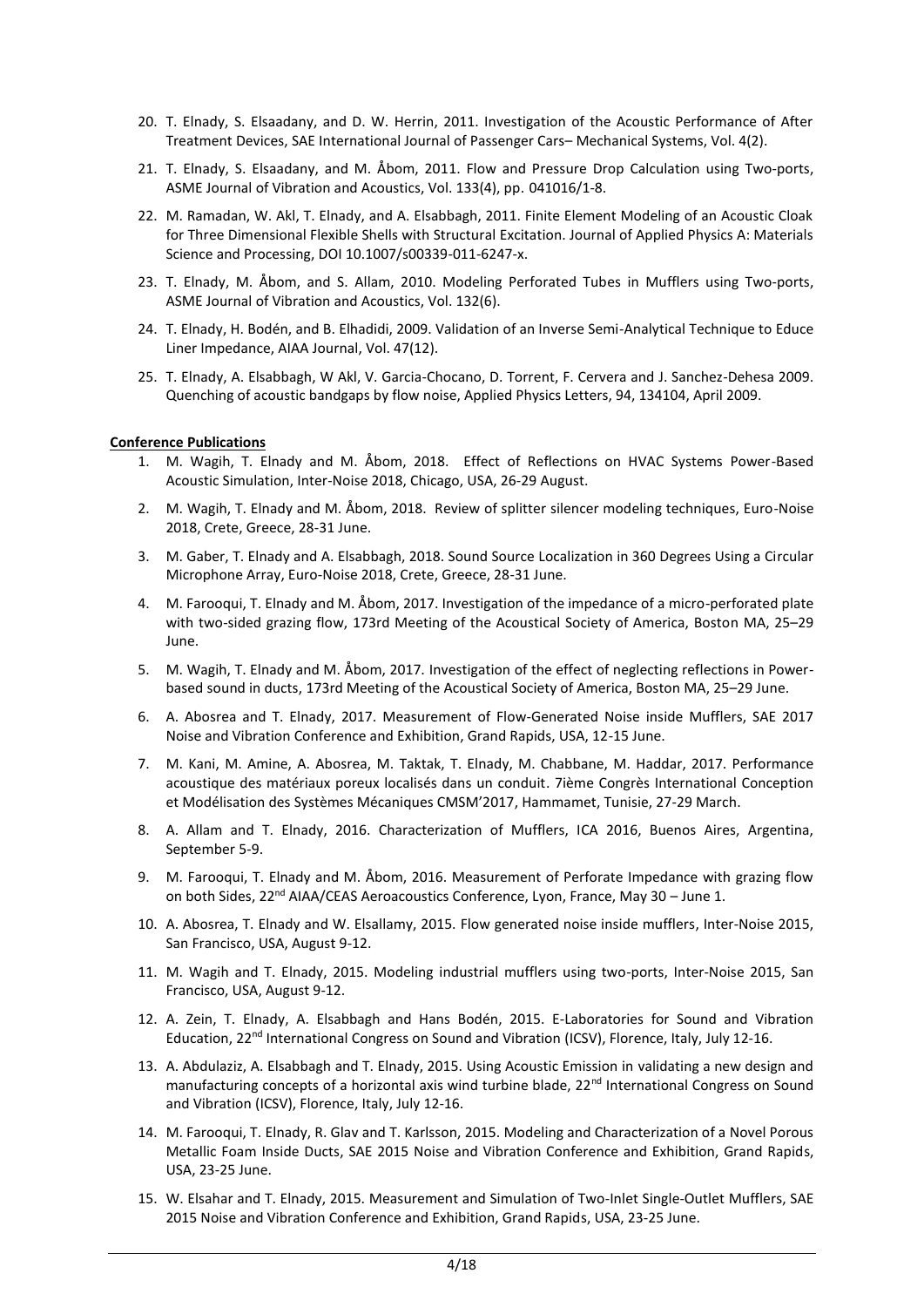20. T. Elnady, S. Elsaadany, and D. W. Herrin, 2011. Investigation of the Acoustic Performance of After Treatment Devices, SAE International Journal of Passenger Cars– Mechanical Systems, Vol. 4(2).

21. T. Elnady, S. Elsaadany, and M. Åbom, 2011. Flow and Pressure Drop Calculation using Two-ports, ASME Journal of Vibration and Acoustics, Vol. 133(4), pp. 041016/1-8.

22. M. Ramadan, W. Akl, T. Elnady, and A. Elsabbagh, 2011. Finite Element Modeling of an Acoustic Cloak for Three Dimensional Flexible Shells with Structural Excitation. Journal of Applied Physics A: Materials Science and Processing, DOI 10.1007/s00339-011-6247-x.

23. T. Elnady, M. Åbom, and S. Allam, 2010. Modeling Perforated Tubes in Mufflers using Two-ports, ASME Journal of Vibration and Acoustics, Vol. 132(6).

24. T. Elnady, H. Bodén, and B. Elhadidi, 2009. Validation of an Inverse Semi-Analytical Technique to Educe Liner Impedance, AIAA Journal, Vol. 47(12).

25. T. Elnady, A. Elsabbagh, W Akl, V. Garcia-Chocano, D. Torrent, F. Cervera and J. Sanchez-Dehesa 2009. Quenching of acoustic bandgaps by flow noise, Applied Physics Letters, 94, 134104, April 2009.

**Conference Publications**

1. M. Wagih, T. Elnady and M. Åbom, 2018. Effect of Reflections on HVAC Systems Power-Based Acoustic Simulation, Inter-Noise 2018, Chicago, USA, 26-29 August.

2. M. Wagih, T. Elnady and M. Åbom, 2018. Review of splitter silencer modeling techniques, Euro-Noise 2018, Crete, Greece, 28-31 June.

3. M. Gaber, T. Elnady and A. Elsabbagh, 2018. Sound Source Localization in 360 Degrees Using a Circular Microphone Array, Euro-Noise 2018, Crete, Greece, 28-31 June.

4. M. Farooqui, T. Elnady and M. Åbom, 2017. Investigation of the impedance of a micro-perforated plate with two-sided grazing flow, 173rd Meeting of the Acoustical Society of America, Boston MA, 25–29 June.

5. M. Wagih, T. Elnady and M. Åbom, 2017. Investigation of the effect of neglecting reflections in Power-based sound in ducts, 173rd Meeting of the Acoustical Society of America, Boston MA, 25–29 June.

6. A. Abosrea and T. Elnady, 2017. Measurement of Flow-Generated Noise inside Mufflers, SAE 2017 Noise and Vibration Conference and Exhibition, Grand Rapids, USA, 12-15 June.

7. M. Kani, M. Amine, A. Abosrea, M. Taktak, T. Elnady, M. Chabbane, M. Haddar, 2017. Performance acoustique des matériaux poreux localisés dans un conduit. 7ième Congrès International Conception et Modélisation des Systèmes Mécaniques CMSM'2017, Hammamet, Tunisie, 27-29 March.

8. A. Allam and T. Elnady, 2016. Characterization of Mufflers, ICA 2016, Buenos Aires, Argentina, September 5-9.

9. M. Farooqui, T. Elnady and M. Åbom, 2016. Measurement of Perforate Impedance with grazing flow on both Sides, 22nd AIAA/CEAS Aeroacoustics Conference, Lyon, France, May 30 – June 1.

10. A. Abosrea, T. Elnady and W. Elsallamy, 2015. Flow generated noise inside mufflers, Inter-Noise 2015, San Francisco, USA, August 9-12.

11. M. Wagih and T. Elnady, 2015. Modeling industrial mufflers using two-ports, Inter-Noise 2015, San Francisco, USA, August 9-12.

12. A. Zein, T. Elnady, A. Elsabbagh and Hans Bodén, 2015. E-Laboratories for Sound and Vibration Education, 22nd International Congress on Sound and Vibration (ICSV), Florence, Italy, July 12-16.

13. A. Abdulaziz, A. Elsabbagh and T. Elnady, 2015. Using Acoustic Emission in validating a new design and manufacturing concepts of a horizontal axis wind turbine blade, 22nd International Congress on Sound and Vibration (ICSV), Florence, Italy, July 12-16.

14. M. Farooqui, T. Elnady, R. Glav and T. Karlsson, 2015. Modeling and Characterization of a Novel Porous Metallic Foam Inside Ducts, SAE 2015 Noise and Vibration Conference and Exhibition, Grand Rapids, USA, 23-25 June.

15. W. Elsahar and T. Elnady, 2015. Measurement and Simulation of Two-Inlet Single-Outlet Mufflers, SAE 2015 Noise and Vibration Conference and Exhibition, Grand Rapids, USA, 23-25 June.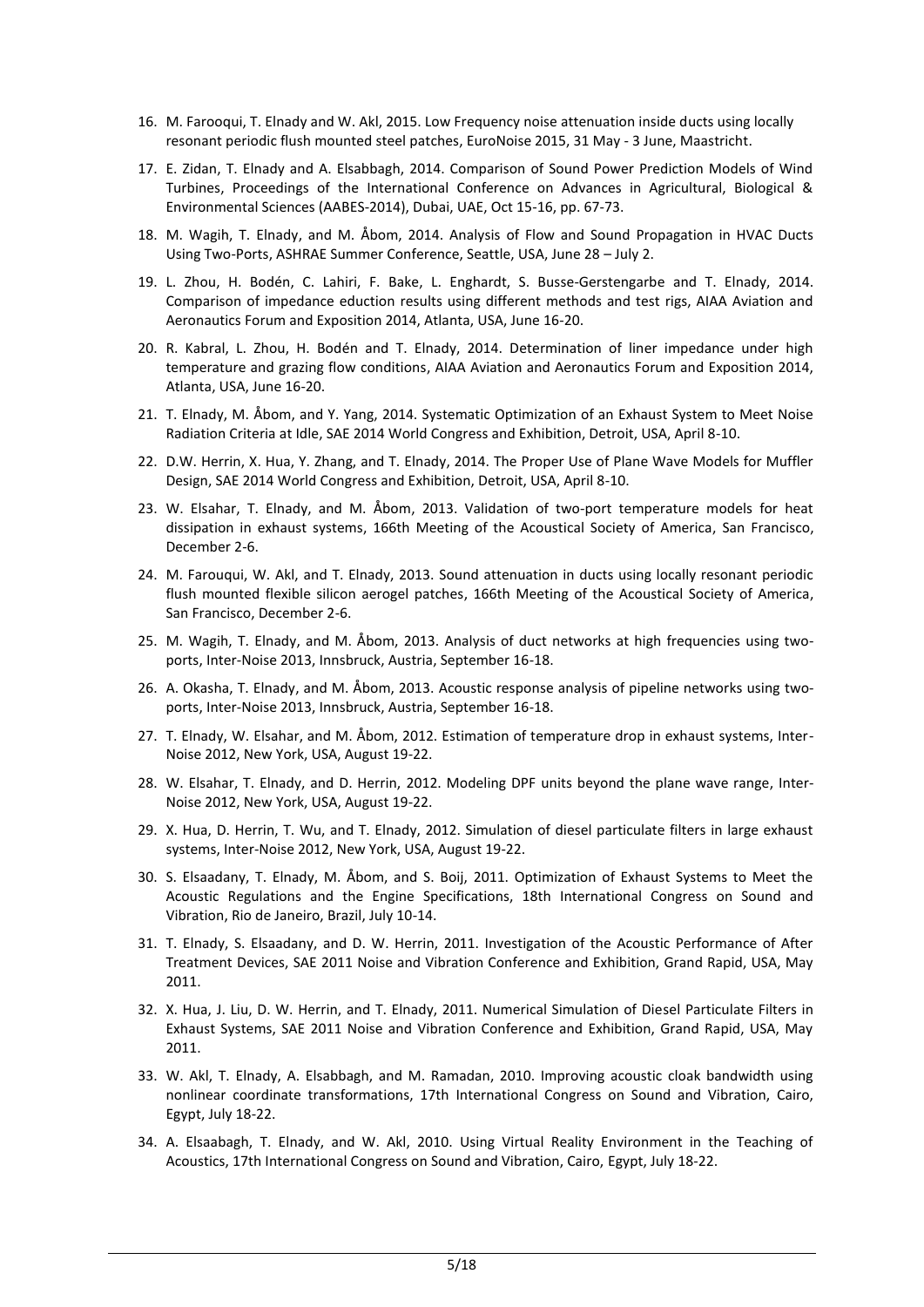16. M. Farooqui, T. Elnady and W. Akl, 2015. Low Frequency noise attenuation inside ducts using locally resonant periodic flush mounted steel patches, EuroNoise 2015, 31 May - 3 June, Maastricht.
17. E. Zidan, T. Elnady and A. Elsabbagh, 2014. Comparison of Sound Power Prediction Models of Wind Turbines, Proceedings of the International Conference on Advances in Agricultural, Biological & Environmental Sciences (AABES-2014), Dubai, UAE, Oct 15-16, pp. 67-73.
18. M. Wagih, T. Elnady, and M. Åbom, 2014. Analysis of Flow and Sound Propagation in HVAC Ducts Using Two-Ports, ASHRAE Summer Conference, Seattle, USA, June 28 – July 2.
19. L. Zhou, H. Bodén, C. Lahiri, F. Bake, L. Enghardt, S. Busse-Gerstengarbe and T. Elnady, 2014. Comparison of impedance eduction results using different methods and test rigs, AIAA Aviation and Aeronautics Forum and Exposition 2014, Atlanta, USA, June 16-20.
20. R. Kabral, L. Zhou, H. Bodén and T. Elnady, 2014. Determination of liner impedance under high temperature and grazing flow conditions, AIAA Aviation and Aeronautics Forum and Exposition 2014, Atlanta, USA, June 16-20.
21. T. Elnady, M. Åbom, and Y. Yang, 2014. Systematic Optimization of an Exhaust System to Meet Noise Radiation Criteria at Idle, SAE 2014 World Congress and Exhibition, Detroit, USA, April 8-10.
22. D.W. Herrin, X. Hua, Y. Zhang, and T. Elnady, 2014. The Proper Use of Plane Wave Models for Muffler Design, SAE 2014 World Congress and Exhibition, Detroit, USA, April 8-10.
23. W. Elsahar, T. Elnady, and M. Åbom, 2013. Validation of two-port temperature models for heat dissipation in exhaust systems, 166th Meeting of the Acoustical Society of America, San Francisco, December 2-6.
24. M. Farouqui, W. Akl, and T. Elnady, 2013. Sound attenuation in ducts using locally resonant periodic flush mounted flexible silicon aerogel patches, 166th Meeting of the Acoustical Society of America, San Francisco, December 2-6.
25. M. Wagih, T. Elnady, and M. Åbom, 2013. Analysis of duct networks at high frequencies using two-ports, Inter-Noise 2013, Innsbruck, Austria, September 16-18.
26. A. Okasha, T. Elnady, and M. Åbom, 2013. Acoustic response analysis of pipeline networks using two-ports, Inter-Noise 2013, Innsbruck, Austria, September 16-18.
27. T. Elnady, W. Elsahar, and M. Åbom, 2012. Estimation of temperature drop in exhaust systems, Inter-Noise 2012, New York, USA, August 19-22.
28. W. Elsahar, T. Elnady, and D. Herrin, 2012. Modeling DPF units beyond the plane wave range, Inter-Noise 2012, New York, USA, August 19-22.
29. X. Hua, D. Herrin, T. Wu, and T. Elnady, 2012. Simulation of diesel particulate filters in large exhaust systems, Inter-Noise 2012, New York, USA, August 19-22.
30. S. Elsaadany, T. Elnady, M. Åbom, and S. Boij, 2011. Optimization of Exhaust Systems to Meet the Acoustic Regulations and the Engine Specifications, 18th International Congress on Sound and Vibration, Rio de Janeiro, Brazil, July 10-14.
31. T. Elnady, S. Elsaadany, and D. W. Herrin, 2011. Investigation of the Acoustic Performance of After Treatment Devices, SAE 2011 Noise and Vibration Conference and Exhibition, Grand Rapid, USA, May 2011.
32. X. Hua, J. Liu, D. W. Herrin, and T. Elnady, 2011. Numerical Simulation of Diesel Particulate Filters in Exhaust Systems, SAE 2011 Noise and Vibration Conference and Exhibition, Grand Rapid, USA, May 2011.
33. W. Akl, T. Elnady, A. Elsabbagh, and M. Ramadan, 2010. Improving acoustic cloak bandwidth using nonlinear coordinate transformations, 17th International Congress on Sound and Vibration, Cairo, Egypt, July 18-22.
34. A. Elsaabagh, T. Elnady, and W. Akl, 2010. Using Virtual Reality Environment in the Teaching of Acoustics, 17th International Congress on Sound and Vibration, Cairo, Egypt, July 18-22.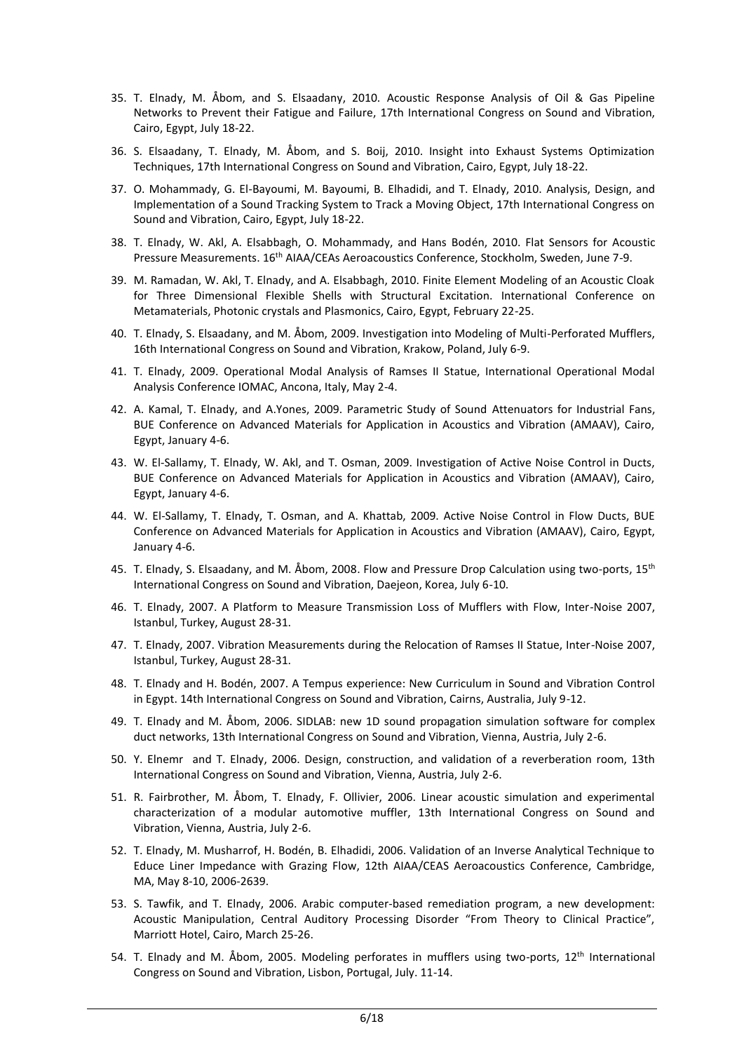35. T. Elnady, M. Åbom, and S. Elsaadany, 2010. Acoustic Response Analysis of Oil & Gas Pipeline Networks to Prevent their Fatigue and Failure, 17th International Congress on Sound and Vibration, Cairo, Egypt, July 18-22.
36. S. Elsaadany, T. Elnady, M. Åbom, and S. Boij, 2010. Insight into Exhaust Systems Optimization Techniques, 17th International Congress on Sound and Vibration, Cairo, Egypt, July 18-22.
37. O. Mohammady, G. El-Bayoumi, M. Bayoumi, B. Elhadidi, and T. Elnady, 2010. Analysis, Design, and Implementation of a Sound Tracking System to Track a Moving Object, 17th International Congress on Sound and Vibration, Cairo, Egypt, July 18-22.
38. T. Elnady, W. Akl, A. Elsabbagh, O. Mohammady, and Hans Bodén, 2010. Flat Sensors for Acoustic Pressure Measurements. 16th AIAA/CEAs Aeroacoustics Conference, Stockholm, Sweden, June 7-9.
39. M. Ramadan, W. Akl, T. Elnady, and A. Elsabbagh, 2010. Finite Element Modeling of an Acoustic Cloak for Three Dimensional Flexible Shells with Structural Excitation. International Conference on Metamaterials, Photonic crystals and Plasmonics, Cairo, Egypt, February 22-25.
40. T. Elnady, S. Elsaadany, and M. Åbom, 2009. Investigation into Modeling of Multi-Perforated Mufflers, 16th International Congress on Sound and Vibration, Krakow, Poland, July 6-9.
41. T. Elnady, 2009. Operational Modal Analysis of Ramses II Statue, International Operational Modal Analysis Conference IOMAC, Ancona, Italy, May 2-4.
42. A. Kamal, T. Elnady, and A.Yones, 2009. Parametric Study of Sound Attenuators for Industrial Fans, BUE Conference on Advanced Materials for Application in Acoustics and Vibration (AMAAV), Cairo, Egypt, January 4-6.
43. W. El-Sallamy, T. Elnady, W. Akl, and T. Osman, 2009. Investigation of Active Noise Control in Ducts, BUE Conference on Advanced Materials for Application in Acoustics and Vibration (AMAAV), Cairo, Egypt, January 4-6.
44. W. El-Sallamy, T. Elnady, T. Osman, and A. Khattab, 2009. Active Noise Control in Flow Ducts, BUE Conference on Advanced Materials for Application in Acoustics and Vibration (AMAAV), Cairo, Egypt, January 4-6.
45. T. Elnady, S. Elsaadany, and M. Åbom, 2008. Flow and Pressure Drop Calculation using two-ports, 15th International Congress on Sound and Vibration, Daejeon, Korea, July 6-10.
46. T. Elnady, 2007. A Platform to Measure Transmission Loss of Mufflers with Flow, Inter-Noise 2007, Istanbul, Turkey, August 28-31.
47. T. Elnady, 2007. Vibration Measurements during the Relocation of Ramses II Statue, Inter-Noise 2007, Istanbul, Turkey, August 28-31.
48. T. Elnady and H. Bodén, 2007. A Tempus experience: New Curriculum in Sound and Vibration Control in Egypt. 14th International Congress on Sound and Vibration, Cairns, Australia, July 9-12.
49. T. Elnady and M. Åbom, 2006. SIDLAB: new 1D sound propagation simulation software for complex duct networks, 13th International Congress on Sound and Vibration, Vienna, Austria, July 2-6.
50. Y. Elnemr and T. Elnady, 2006. Design, construction, and validation of a reverberation room, 13th International Congress on Sound and Vibration, Vienna, Austria, July 2-6.
51. R. Fairbrother, M. Åbom, T. Elnady, F. Ollivier, 2006. Linear acoustic simulation and experimental characterization of a modular automotive muffler, 13th International Congress on Sound and Vibration, Vienna, Austria, July 2-6.
52. T. Elnady, M. Musharrof, H. Bodén, B. Elhadidi, 2006. Validation of an Inverse Analytical Technique to Educe Liner Impedance with Grazing Flow, 12th AIAA/CEAS Aeroacoustics Conference, Cambridge, MA, May 8-10, 2006-2639.
53. S. Tawfik, and T. Elnady, 2006. Arabic computer-based remediation program, a new development: Acoustic Manipulation, Central Auditory Processing Disorder "From Theory to Clinical Practice", Marriott Hotel, Cairo, March 25-26.
54. T. Elnady and M. Åbom, 2005. Modeling perforates in mufflers using two-ports, 12th International Congress on Sound and Vibration, Lisbon, Portugal, July. 11-14.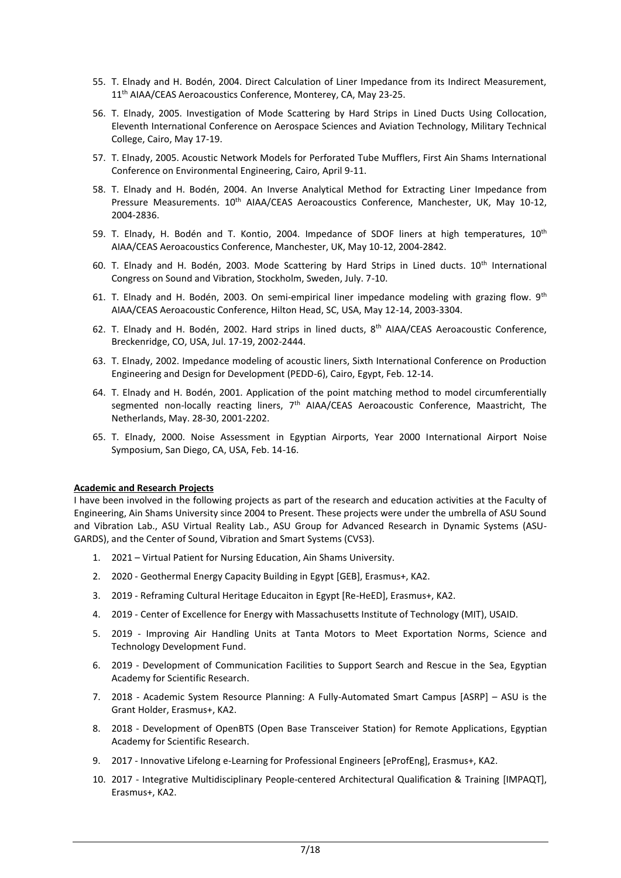55. T. Elnady and H. Bodén, 2004. Direct Calculation of Liner Impedance from its Indirect Measurement, 11th AIAA/CEAS Aeroacoustics Conference, Monterey, CA, May 23-25.

56. T. Elnady, 2005. Investigation of Mode Scattering by Hard Strips in Lined Ducts Using Collocation, Eleventh International Conference on Aerospace Sciences and Aviation Technology, Military Technical College, Cairo, May 17-19.

57. T. Elnady, 2005. Acoustic Network Models for Perforated Tube Mufflers, First Ain Shams International Conference on Environmental Engineering, Cairo, April 9-11.

58. T. Elnady and H. Bodén, 2004. An Inverse Analytical Method for Extracting Liner Impedance from Pressure Measurements. 10th AIAA/CEAS Aeroacoustics Conference, Manchester, UK, May 10-12, 2004-2836.

59. T. Elnady, H. Bodén and T. Kontio, 2004. Impedance of SDOF liners at high temperatures, 10th AIAA/CEAS Aeroacoustics Conference, Manchester, UK, May 10-12, 2004-2842.

60. T. Elnady and H. Bodén, 2003. Mode Scattering by Hard Strips in Lined ducts. 10th International Congress on Sound and Vibration, Stockholm, Sweden, July. 7-10.

61. T. Elnady and H. Bodén, 2003. On semi-empirical liner impedance modeling with grazing flow. 9th AIAA/CEAS Aeroacoustic Conference, Hilton Head, SC, USA, May 12-14, 2003-3304.

62. T. Elnady and H. Bodén, 2002. Hard strips in lined ducts, 8th AIAA/CEAS Aeroacoustic Conference, Breckenridge, CO, USA, Jul. 17-19, 2002-2444.

63. T. Elnady, 2002. Impedance modeling of acoustic liners, Sixth International Conference on Production Engineering and Design for Development (PEDD-6), Cairo, Egypt, Feb. 12-14.

64. T. Elnady and H. Bodén, 2001. Application of the point matching method to model circumferentially segmented non-locally reacting liners, 7th AIAA/CEAS Aeroacoustic Conference, Maastricht, The Netherlands, May. 28-30, 2001-2202.

65. T. Elnady, 2000. Noise Assessment in Egyptian Airports, Year 2000 International Airport Noise Symposium, San Diego, CA, USA, Feb. 14-16.

**Academic and Research Projects**

I have been involved in the following projects as part of the research and education activities at the Faculty of Engineering, Ain Shams University since 2004 to Present. These projects were under the umbrella of ASU Sound and Vibration Lab., ASU Virtual Reality Lab., ASU Group for Advanced Research in Dynamic Systems (ASU-GARDS), and the Center of Sound, Vibration and Smart Systems (CVS3).

1. 2021 – Virtual Patient for Nursing Education, Ain Shams University.

2. 2020 - Geothermal Energy Capacity Building in Egypt [GEB], Erasmus+, KA2.

3. 2019 - Reframing Cultural Heritage Educaiton in Egypt [Re-HeED], Erasmus+, KA2.

4. 2019 - Center of Excellence for Energy with Massachusetts Institute of Technology (MIT), USAID.

5. 2019 - Improving Air Handling Units at Tanta Motors to Meet Exportation Norms, Science and Technology Development Fund.

6. 2019 - Development of Communication Facilities to Support Search and Rescue in the Sea, Egyptian Academy for Scientific Research.

7. 2018 - Academic System Resource Planning: A Fully-Automated Smart Campus [ASRP] – ASU is the Grant Holder, Erasmus+, KA2.

8. 2018 - Development of OpenBTS (Open Base Transceiver Station) for Remote Applications, Egyptian Academy for Scientific Research.

9. 2017 - Innovative Lifelong e-Learning for Professional Engineers [eProfEng], Erasmus+, KA2.

10. 2017 - Integrative Multidisciplinary People-centered Architectural Qualification & Training [IMPAQT], Erasmus+, KA2.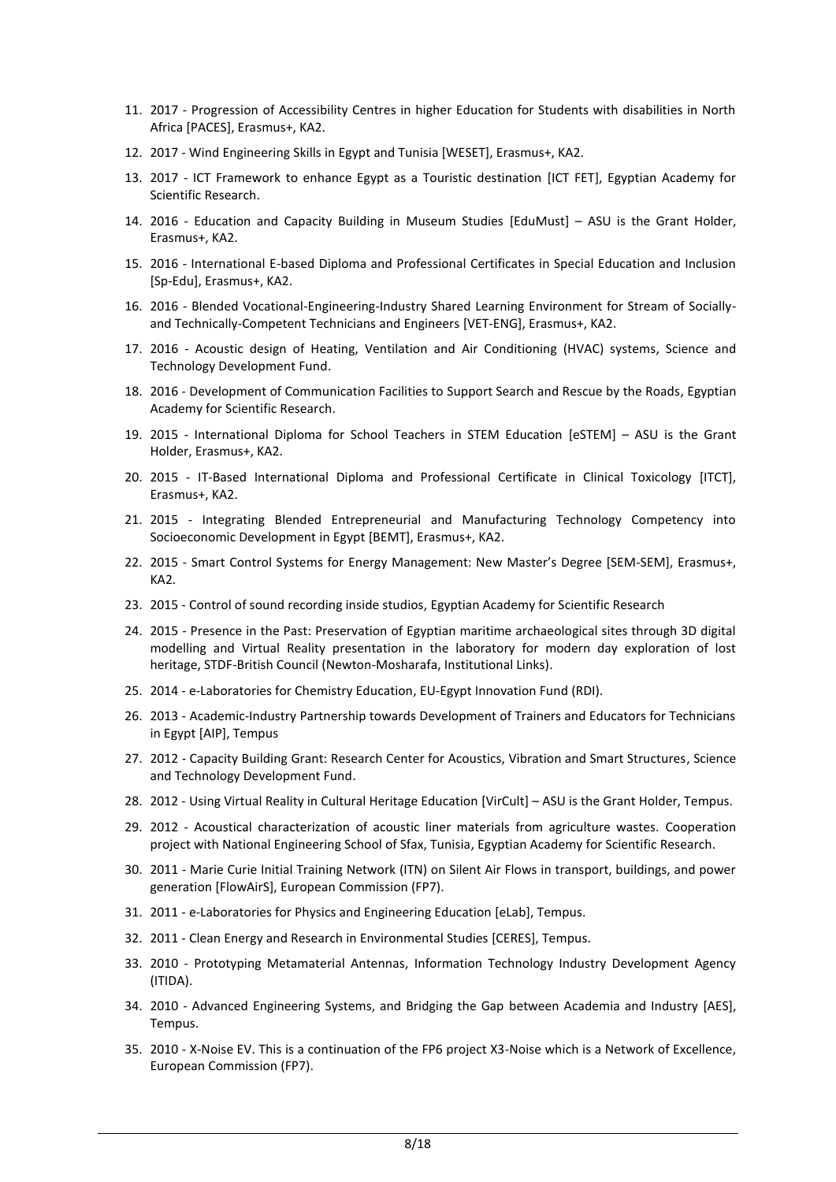11. 2017 - Progression of Accessibility Centres in higher Education for Students with disabilities in North Africa [PACES], Erasmus+, KA2.
12. 2017 - Wind Engineering Skills in Egypt and Tunisia [WESET], Erasmus+, KA2.
13. 2017 - ICT Framework to enhance Egypt as a Touristic destination [ICT FET], Egyptian Academy for Scientific Research.
14. 2016 - Education and Capacity Building in Museum Studies [EduMust] – ASU is the Grant Holder, Erasmus+, KA2.
15. 2016 - International E-based Diploma and Professional Certificates in Special Education and Inclusion [Sp-Edu], Erasmus+, KA2.
16. 2016 - Blended Vocational-Engineering-Industry Shared Learning Environment for Stream of Socially- and Technically-Competent Technicians and Engineers [VET-ENG], Erasmus+, KA2.
17. 2016 - Acoustic design of Heating, Ventilation and Air Conditioning (HVAC) systems, Science and Technology Development Fund.
18. 2016 - Development of Communication Facilities to Support Search and Rescue by the Roads, Egyptian Academy for Scientific Research.
19. 2015 - International Diploma for School Teachers in STEM Education [eSTEM] – ASU is the Grant Holder, Erasmus+, KA2.
20. 2015 - IT-Based International Diploma and Professional Certificate in Clinical Toxicology [ITCT], Erasmus+, KA2.
21. 2015 - Integrating Blended Entrepreneurial and Manufacturing Technology Competency into Socioeconomic Development in Egypt [BEMT], Erasmus+, KA2.
22. 2015 - Smart Control Systems for Energy Management: New Master's Degree [SEM-SEM], Erasmus+, KA2.
23. 2015 - Control of sound recording inside studios, Egyptian Academy for Scientific Research
24. 2015 - Presence in the Past: Preservation of Egyptian maritime archaeological sites through 3D digital modelling and Virtual Reality presentation in the laboratory for modern day exploration of lost heritage, STDF-British Council (Newton-Mosharafa, Institutional Links).
25. 2014 - e-Laboratories for Chemistry Education, EU-Egypt Innovation Fund (RDI).
26. 2013 - Academic-Industry Partnership towards Development of Trainers and Educators for Technicians in Egypt [AIP], Tempus
27. 2012 - Capacity Building Grant: Research Center for Acoustics, Vibration and Smart Structures, Science and Technology Development Fund.
28. 2012 - Using Virtual Reality in Cultural Heritage Education [VirCult] – ASU is the Grant Holder, Tempus.
29. 2012 - Acoustical characterization of acoustic liner materials from agriculture wastes. Cooperation project with National Engineering School of Sfax, Tunisia, Egyptian Academy for Scientific Research.
30. 2011 - Marie Curie Initial Training Network (ITN) on Silent Air Flows in transport, buildings, and power generation [FlowAirS], European Commission (FP7).
31. 2011 - e-Laboratories for Physics and Engineering Education [eLab], Tempus.
32. 2011 - Clean Energy and Research in Environmental Studies [CERES], Tempus.
33. 2010 - Prototyping Metamaterial Antennas, Information Technology Industry Development Agency (ITIDA).
34. 2010 - Advanced Engineering Systems, and Bridging the Gap between Academia and Industry [AES], Tempus.
35. 2010 - X-Noise EV. This is a continuation of the FP6 project X3-Noise which is a Network of Excellence, European Commission (FP7).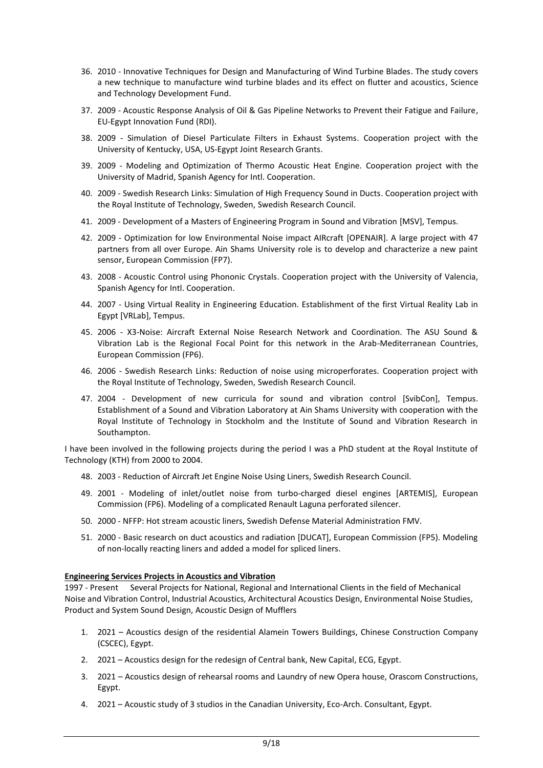36. 2010 - Innovative Techniques for Design and Manufacturing of Wind Turbine Blades. The study covers a new technique to manufacture wind turbine blades and its effect on flutter and acoustics, Science and Technology Development Fund.
37. 2009 - Acoustic Response Analysis of Oil & Gas Pipeline Networks to Prevent their Fatigue and Failure, EU-Egypt Innovation Fund (RDI).
38. 2009 - Simulation of Diesel Particulate Filters in Exhaust Systems. Cooperation project with the University of Kentucky, USA, US-Egypt Joint Research Grants.
39. 2009 - Modeling and Optimization of Thermo Acoustic Heat Engine. Cooperation project with the University of Madrid, Spanish Agency for Intl. Cooperation.
40. 2009 - Swedish Research Links: Simulation of High Frequency Sound in Ducts. Cooperation project with the Royal Institute of Technology, Sweden, Swedish Research Council.
41. 2009 - Development of a Masters of Engineering Program in Sound and Vibration [MSV], Tempus.
42. 2009 - Optimization for low Environmental Noise impact AIRcraft [OPENAIR]. A large project with 47 partners from all over Europe. Ain Shams University role is to develop and characterize a new paint sensor, European Commission (FP7).
43. 2008 - Acoustic Control using Phononic Crystals. Cooperation project with the University of Valencia, Spanish Agency for Intl. Cooperation.
44. 2007 - Using Virtual Reality in Engineering Education. Establishment of the first Virtual Reality Lab in Egypt [VRLab], Tempus.
45. 2006 - X3-Noise: Aircraft External Noise Research Network and Coordination. The ASU Sound & Vibration Lab is the Regional Focal Point for this network in the Arab-Mediterranean Countries, European Commission (FP6).
46. 2006 - Swedish Research Links: Reduction of noise using microperforates. Cooperation project with the Royal Institute of Technology, Sweden, Swedish Research Council.
47. 2004 - Development of new curricula for sound and vibration control [SvibCon], Tempus. Establishment of a Sound and Vibration Laboratory at Ain Shams University with cooperation with the Royal Institute of Technology in Stockholm and the Institute of Sound and Vibration Research in Southampton.

I have been involved in the following projects during the period I was a PhD student at the Royal Institute of Technology (KTH) from 2000 to 2004.

48. 2003 - Reduction of Aircraft Jet Engine Noise Using Liners, Swedish Research Council.
49. 2001 - Modeling of inlet/outlet noise from turbo-charged diesel engines [ARTEMIS], European Commission (FP6). Modeling of a complicated Renault Laguna perforated silencer.
50. 2000 - NFFP: Hot stream acoustic liners, Swedish Defense Material Administration FMV.
51. 2000 - Basic research on duct acoustics and radiation [DUCAT], European Commission (FP5). Modeling of non-locally reacting liners and added a model for spliced liners.

**Engineering Services Projects in Acoustics and Vibration**

1997 - Present Several Projects for National, Regional and International Clients in the field of Mechanical Noise and Vibration Control, Industrial Acoustics, Architectural Acoustics Design, Environmental Noise Studies, Product and System Sound Design, Acoustic Design of Mufflers

1. 2021 – Acoustics design of the residential Alamein Towers Buildings, Chinese Construction Company (CSCEC), Egypt.
2. 2021 – Acoustics design for the redesign of Central bank, New Capital, ECG, Egypt.
3. 2021 – Acoustics design of rehearsal rooms and Laundry of new Opera house, Orascom Constructions, Egypt.
4. 2021 – Acoustic study of 3 studios in the Canadian University, Eco-Arch. Consultant, Egypt.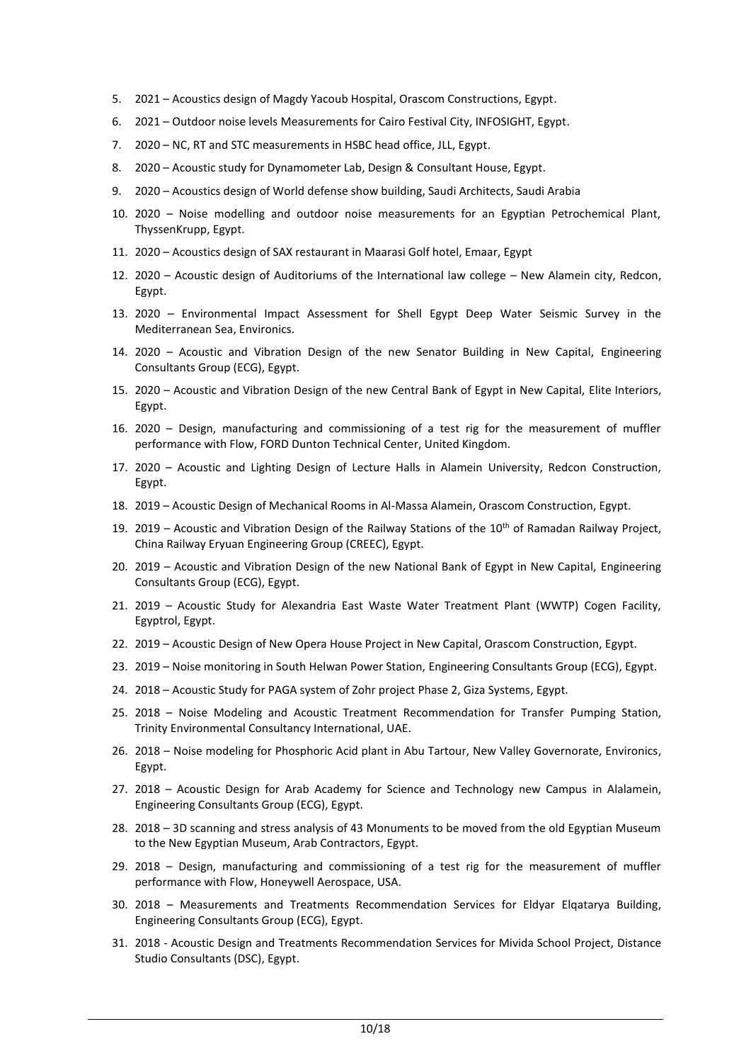5. 2021 – Acoustics design of Magdy Yacoub Hospital, Orascom Constructions, Egypt.
6. 2021 – Outdoor noise levels Measurements for Cairo Festival City, INFOSIGHT, Egypt.
7. 2020 – NC, RT and STC measurements in HSBC head office, JLL, Egypt.
8. 2020 – Acoustic study for Dynamometer Lab, Design & Consultant House, Egypt.
9. 2020 – Acoustics design of World defense show building, Saudi Architects, Saudi Arabia
10. 2020 – Noise modelling and outdoor noise measurements for an Egyptian Petrochemical Plant, ThyssenKrupp, Egypt.
11. 2020 – Acoustics design of SAX restaurant in Maarasi Golf hotel, Emaar, Egypt
12. 2020 – Acoustic design of Auditoriums of the International law college – New Alamein city, Redcon, Egypt.
13. 2020 – Environmental Impact Assessment for Shell Egypt Deep Water Seismic Survey in the Mediterranean Sea, Environics.
14. 2020 – Acoustic and Vibration Design of the new Senator Building in New Capital, Engineering Consultants Group (ECG), Egypt.
15. 2020 – Acoustic and Vibration Design of the new Central Bank of Egypt in New Capital, Elite Interiors, Egypt.
16. 2020 – Design, manufacturing and commissioning of a test rig for the measurement of muffler performance with Flow, FORD Dunton Technical Center, United Kingdom.
17. 2020 – Acoustic and Lighting Design of Lecture Halls in Alamein University, Redcon Construction, Egypt.
18. 2019 – Acoustic Design of Mechanical Rooms in Al-Massa Alamein, Orascom Construction, Egypt.
19. 2019 – Acoustic and Vibration Design of the Railway Stations of the 10th of Ramadan Railway Project, China Railway Eryuan Engineering Group (CREEC), Egypt.
20. 2019 – Acoustic and Vibration Design of the new National Bank of Egypt in New Capital, Engineering Consultants Group (ECG), Egypt.
21. 2019 – Acoustic Study for Alexandria East Waste Water Treatment Plant (WWTP) Cogen Facility, Egyptrol, Egypt.
22. 2019 – Acoustic Design of New Opera House Project in New Capital, Orascom Construction, Egypt.
23. 2019 – Noise monitoring in South Helwan Power Station, Engineering Consultants Group (ECG), Egypt.
24. 2018 – Acoustic Study for PAGA system of Zohr project Phase 2, Giza Systems, Egypt.
25. 2018 – Noise Modeling and Acoustic Treatment Recommendation for Transfer Pumping Station, Trinity Environmental Consultancy International, UAE.
26. 2018 – Noise modeling for Phosphoric Acid plant in Abu Tartour, New Valley Governorate, Environics, Egypt.
27. 2018 – Acoustic Design for Arab Academy for Science and Technology new Campus in Alalamein, Engineering Consultants Group (ECG), Egypt.
28. 2018 – 3D scanning and stress analysis of 43 Monuments to be moved from the old Egyptian Museum to the New Egyptian Museum, Arab Contractors, Egypt.
29. 2018 – Design, manufacturing and commissioning of a test rig for the measurement of muffler performance with Flow, Honeywell Aerospace, USA.
30. 2018 – Measurements and Treatments Recommendation Services for Eldyar Elqatarya Building, Engineering Consultants Group (ECG), Egypt.
31. 2018 - Acoustic Design and Treatments Recommendation Services for Mivida School Project, Distance Studio Consultants (DSC), Egypt.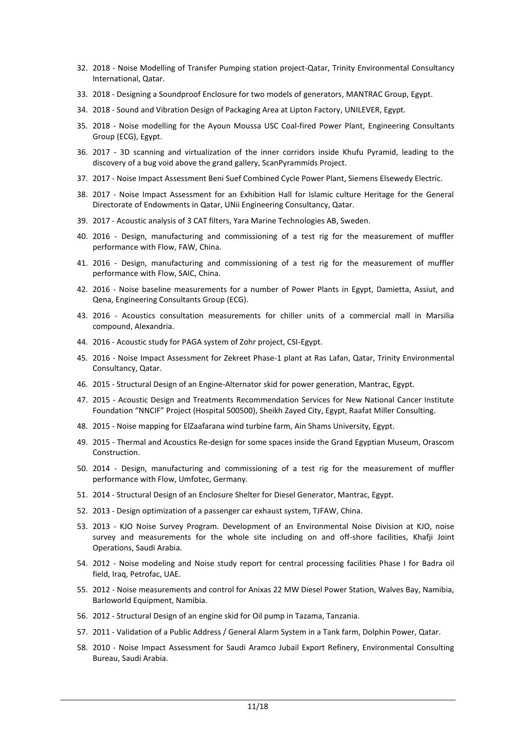32. 2018 - Noise Modelling of Transfer Pumping station project-Qatar, Trinity Environmental Consultancy International, Qatar.
33. 2018 - Designing a Soundproof Enclosure for two models of generators, MANTRAC Group, Egypt.
34. 2018 - Sound and Vibration Design of Packaging Area at Lipton Factory, UNILEVER, Egypt.
35. 2018 - Noise modelling for the Ayoun Moussa USC Coal-fired Power Plant, Engineering Consultants Group (ECG), Egypt.
36. 2017 - 3D scanning and virtualization of the inner corridors inside Khufu Pyramid, leading to the discovery of a bug void above the grand gallery, ScanPyrammids Project.
37. 2017 - Noise Impact Assessment Beni Suef Combined Cycle Power Plant, Siemens Elsewedy Electric.
38. 2017 - Noise Impact Assessment for an Exhibition Hall for Islamic culture Heritage for the General Directorate of Endowments in Qatar, UNii Engineering Consultancy, Qatar.
39. 2017 - Acoustic analysis of 3 CAT filters, Yara Marine Technologies AB, Sweden.
40. 2016 - Design, manufacturing and commissioning of a test rig for the measurement of muffler performance with Flow, FAW, China.
41. 2016 - Design, manufacturing and commissioning of a test rig for the measurement of muffler performance with Flow, SAIC, China.
42. 2016 - Noise baseline measurements for a number of Power Plants in Egypt, Damietta, Assiut, and Qena, Engineering Consultants Group (ECG).
43. 2016 - Acoustics consultation measurements for chiller units of a commercial mall in Marsilia compound, Alexandria.
44. 2016 - Acoustic study for PAGA system of Zohr project, CSI-Egypt.
45. 2016 - Noise Impact Assessment for Zekreet Phase-1 plant at Ras Lafan, Qatar, Trinity Environmental Consultancy, Qatar.
46. 2015 - Structural Design of an Engine-Alternator skid for power generation, Mantrac, Egypt.
47. 2015 - Acoustic Design and Treatments Recommendation Services for New National Cancer Institute Foundation “NNCIF” Project (Hospital 500500), Sheikh Zayed City, Egypt, Raafat Miller Consulting.
48. 2015 - Noise mapping for ElZaafarana wind turbine farm, Ain Shams University, Egypt.
49. 2015 - Thermal and Acoustics Re-design for some spaces inside the Grand Egyptian Museum, Orascom Construction.
50. 2014 - Design, manufacturing and commissioning of a test rig for the measurement of muffler performance with Flow, Umfotec, Germany.
51. 2014 - Structural Design of an Enclosure Shelter for Diesel Generator, Mantrac, Egypt.
52. 2013 - Design optimization of a passenger car exhaust system, TJFAW, China.
53. 2013 - KJO Noise Survey Program. Development of an Environmental Noise Division at KJO, noise survey and measurements for the whole site including on and off-shore facilities, Khafji Joint Operations, Saudi Arabia.
54. 2012 - Noise modeling and Noise study report for central processing facilities Phase I for Badra oil field, Iraq, Petrofac, UAE.
55. 2012 - Noise measurements and control for Anixas 22 MW Diesel Power Station, Walves Bay, Namibia, Barloworld Equipment, Namibia.
56. 2012 - Structural Design of an engine skid for Oil pump in Tazama, Tanzania.
57. 2011 - Validation of a Public Address / General Alarm System in a Tank farm, Dolphin Power, Qatar.
58. 2010 - Noise Impact Assessment for Saudi Aramco Jubail Export Refinery, Environmental Consulting Bureau, Saudi Arabia.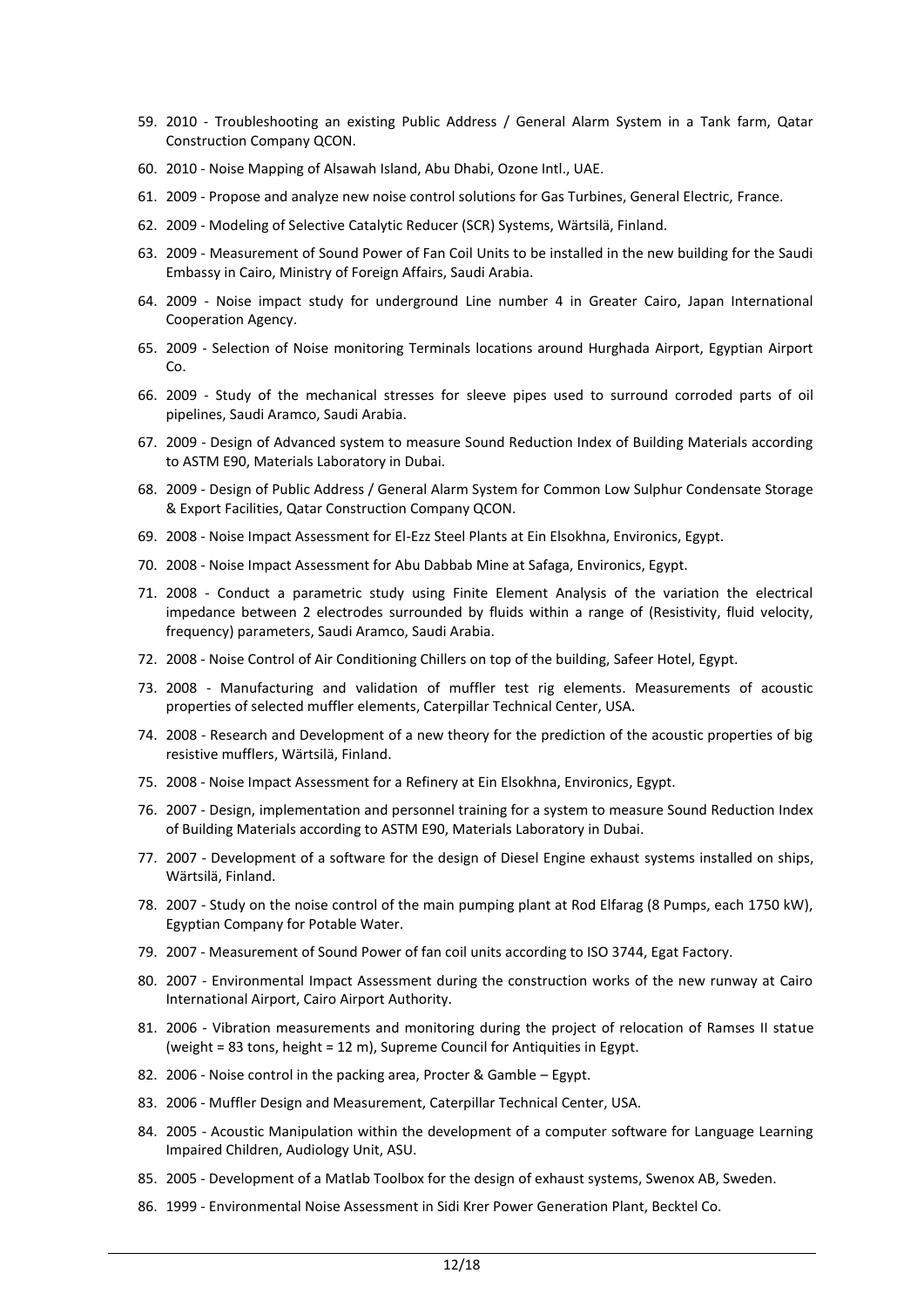59. 2010 - Troubleshooting an existing Public Address / General Alarm System in a Tank farm, Qatar Construction Company QCON.
60. 2010 - Noise Mapping of Alsawah Island, Abu Dhabi, Ozone Intl., UAE.
61. 2009 - Propose and analyze new noise control solutions for Gas Turbines, General Electric, France.
62. 2009 - Modeling of Selective Catalytic Reducer (SCR) Systems, Wärtsilä, Finland.
63. 2009 - Measurement of Sound Power of Fan Coil Units to be installed in the new building for the Saudi Embassy in Cairo, Ministry of Foreign Affairs, Saudi Arabia.
64. 2009 - Noise impact study for underground Line number 4 in Greater Cairo, Japan International Cooperation Agency.
65. 2009 - Selection of Noise monitoring Terminals locations around Hurghada Airport, Egyptian Airport Co.
66. 2009 - Study of the mechanical stresses for sleeve pipes used to surround corroded parts of oil pipelines, Saudi Aramco, Saudi Arabia.
67. 2009 - Design of Advanced system to measure Sound Reduction Index of Building Materials according to ASTM E90, Materials Laboratory in Dubai.
68. 2009 - Design of Public Address / General Alarm System for Common Low Sulphur Condensate Storage & Export Facilities, Qatar Construction Company QCON.
69. 2008 - Noise Impact Assessment for El-Ezz Steel Plants at Ein Elsokhna, Environics, Egypt.
70. 2008 - Noise Impact Assessment for Abu Dabbab Mine at Safaga, Environics, Egypt.
71. 2008 - Conduct a parametric study using Finite Element Analysis of the variation the electrical impedance between 2 electrodes surrounded by fluids within a range of (Resistivity, fluid velocity, frequency) parameters, Saudi Aramco, Saudi Arabia.
72. 2008 - Noise Control of Air Conditioning Chillers on top of the building, Safeer Hotel, Egypt.
73. 2008 - Manufacturing and validation of muffler test rig elements. Measurements of acoustic properties of selected muffler elements, Caterpillar Technical Center, USA.
74. 2008 - Research and Development of a new theory for the prediction of the acoustic properties of big resistive mufflers, Wärtsilä, Finland.
75. 2008 - Noise Impact Assessment for a Refinery at Ein Elsokhna, Environics, Egypt.
76. 2007 - Design, implementation and personnel training for a system to measure Sound Reduction Index of Building Materials according to ASTM E90, Materials Laboratory in Dubai.
77. 2007 - Development of a software for the design of Diesel Engine exhaust systems installed on ships, Wärtsilä, Finland.
78. 2007 - Study on the noise control of the main pumping plant at Rod Elfarag (8 Pumps, each 1750 kW), Egyptian Company for Potable Water.
79. 2007 - Measurement of Sound Power of fan coil units according to ISO 3744, Egat Factory.
80. 2007 - Environmental Impact Assessment during the construction works of the new runway at Cairo International Airport, Cairo Airport Authority.
81. 2006 - Vibration measurements and monitoring during the project of relocation of Ramses II statue (weight = 83 tons, height = 12 m), Supreme Council for Antiquities in Egypt.
82. 2006 - Noise control in the packing area, Procter & Gamble – Egypt.
83. 2006 - Muffler Design and Measurement, Caterpillar Technical Center, USA.
84. 2005 - Acoustic Manipulation within the development of a computer software for Language Learning Impaired Children, Audiology Unit, ASU.
85. 2005 - Development of a Matlab Toolbox for the design of exhaust systems, Swenox AB, Sweden.
86. 1999 - Environmental Noise Assessment in Sidi Krer Power Generation Plant, Becktel Co.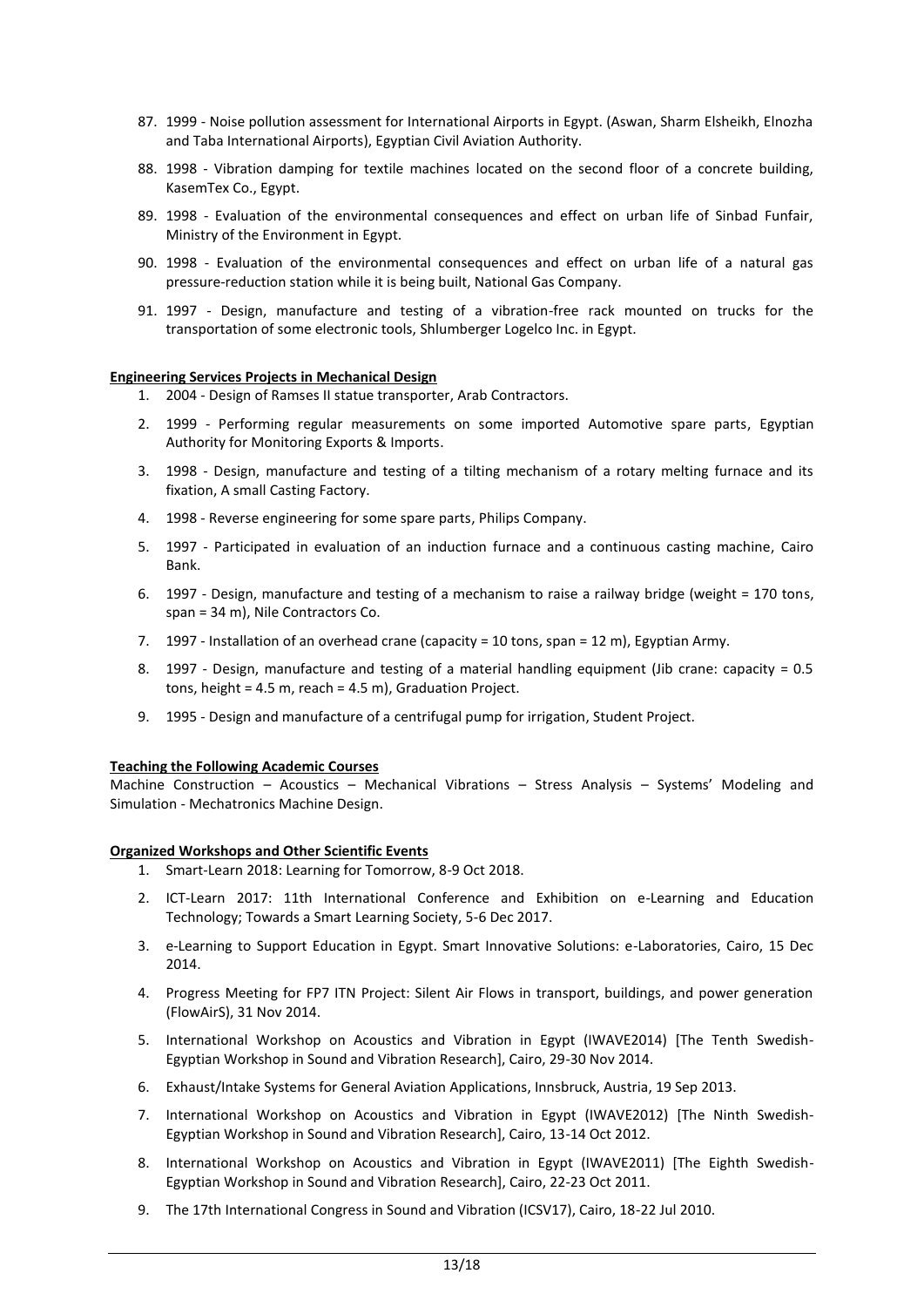87. 1999 - Noise pollution assessment for International Airports in Egypt. (Aswan, Sharm Elsheikh, Elnozha and Taba International Airports), Egyptian Civil Aviation Authority.
88. 1998 - Vibration damping for textile machines located on the second floor of a concrete building, KasemTex Co., Egypt.
89. 1998 - Evaluation of the environmental consequences and effect on urban life of Sinbad Funfair, Ministry of the Environment in Egypt.
90. 1998 - Evaluation of the environmental consequences and effect on urban life of a natural gas pressure-reduction station while it is being built, National Gas Company.
91. 1997 - Design, manufacture and testing of a vibration-free rack mounted on trucks for the transportation of some electronic tools, Shlumberger Logelco Inc. in Egypt.

**Engineering Services Projects in Mechanical Design**

1. 2004 - Design of Ramses II statue transporter, Arab Contractors.
2. 1999 - Performing regular measurements on some imported Automotive spare parts, Egyptian Authority for Monitoring Exports & Imports.
3. 1998 - Design, manufacture and testing of a tilting mechanism of a rotary melting furnace and its fixation, A small Casting Factory.
4. 1998 - Reverse engineering for some spare parts, Philips Company.
5. 1997 - Participated in evaluation of an induction furnace and a continuous casting machine, Cairo Bank.
6. 1997 - Design, manufacture and testing of a mechanism to raise a railway bridge (weight = 170 tons, span = 34 m), Nile Contractors Co.
7. 1997 - Installation of an overhead crane (capacity = 10 tons, span = 12 m), Egyptian Army.
8. 1997 - Design, manufacture and testing of a material handling equipment (Jib crane: capacity = 0.5 tons, height = 4.5 m, reach = 4.5 m), Graduation Project.
9. 1995 - Design and manufacture of a centrifugal pump for irrigation, Student Project.

**Teaching the Following Academic Courses**

Machine Construction – Acoustics – Mechanical Vibrations – Stress Analysis – Systems' Modeling and Simulation - Mechatronics Machine Design.

**Organized Workshops and Other Scientific Events**

1. Smart-Learn 2018: Learning for Tomorrow, 8-9 Oct 2018.
2. ICT-Learn 2017: 11th International Conference and Exhibition on e-Learning and Education Technology; Towards a Smart Learning Society, 5-6 Dec 2017.
3. e-Learning to Support Education in Egypt. Smart Innovative Solutions: e-Laboratories, Cairo, 15 Dec 2014.
4. Progress Meeting for FP7 ITN Project: Silent Air Flows in transport, buildings, and power generation (FlowAirS), 31 Nov 2014.
5. International Workshop on Acoustics and Vibration in Egypt (IWAVE2014) [The Tenth Swedish-Egyptian Workshop in Sound and Vibration Research], Cairo, 29-30 Nov 2014.
6. Exhaust/Intake Systems for General Aviation Applications, Innsbruck, Austria, 19 Sep 2013.
7. International Workshop on Acoustics and Vibration in Egypt (IWAVE2012) [The Ninth Swedish-Egyptian Workshop in Sound and Vibration Research], Cairo, 13-14 Oct 2012.
8. International Workshop on Acoustics and Vibration in Egypt (IWAVE2011) [The Eighth Swedish-Egyptian Workshop in Sound and Vibration Research], Cairo, 22-23 Oct 2011.
9. The 17th International Congress in Sound and Vibration (ICSV17), Cairo, 18-22 Jul 2010.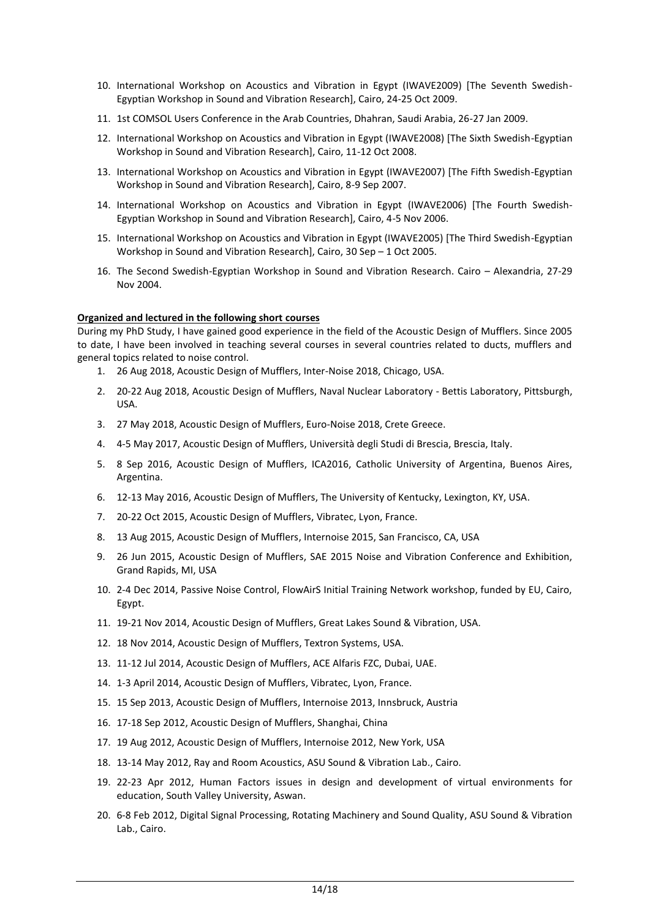10. International Workshop on Acoustics and Vibration in Egypt (IWAVE2009) [The Seventh Swedish-Egyptian Workshop in Sound and Vibration Research], Cairo, 24-25 Oct 2009.
11. 1st COMSOL Users Conference in the Arab Countries, Dhahran, Saudi Arabia, 26-27 Jan 2009.
12. International Workshop on Acoustics and Vibration in Egypt (IWAVE2008) [The Sixth Swedish-Egyptian Workshop in Sound and Vibration Research], Cairo, 11-12 Oct 2008.
13. International Workshop on Acoustics and Vibration in Egypt (IWAVE2007) [The Fifth Swedish-Egyptian Workshop in Sound and Vibration Research], Cairo, 8-9 Sep 2007.
14. International Workshop on Acoustics and Vibration in Egypt (IWAVE2006) [The Fourth Swedish-Egyptian Workshop in Sound and Vibration Research], Cairo, 4-5 Nov 2006.
15. International Workshop on Acoustics and Vibration in Egypt (IWAVE2005) [The Third Swedish-Egyptian Workshop in Sound and Vibration Research], Cairo, 30 Sep – 1 Oct 2005.
16. The Second Swedish-Egyptian Workshop in Sound and Vibration Research. Cairo – Alexandria, 27-29 Nov 2004.

**Organized and lectured in the following short courses**

During my PhD Study, I have gained good experience in the field of the Acoustic Design of Mufflers. Since 2005 to date, I have been involved in teaching several courses in several countries related to ducts, mufflers and general topics related to noise control.

1. 26 Aug 2018, Acoustic Design of Mufflers, Inter-Noise 2018, Chicago, USA.
2. 20-22 Aug 2018, Acoustic Design of Mufflers, Naval Nuclear Laboratory - Bettis Laboratory, Pittsburgh, USA.
3. 27 May 2018, Acoustic Design of Mufflers, Euro-Noise 2018, Crete Greece.
4. 4-5 May 2017, Acoustic Design of Mufflers, Università degli Studi di Brescia, Brescia, Italy.
5. 8 Sep 2016, Acoustic Design of Mufflers, ICA2016, Catholic University of Argentina, Buenos Aires, Argentina.
6. 12-13 May 2016, Acoustic Design of Mufflers, The University of Kentucky, Lexington, KY, USA.
7. 20-22 Oct 2015, Acoustic Design of Mufflers, Vibratec, Lyon, France.
8. 13 Aug 2015, Acoustic Design of Mufflers, Internoise 2015, San Francisco, CA, USA
9. 26 Jun 2015, Acoustic Design of Mufflers, SAE 2015 Noise and Vibration Conference and Exhibition, Grand Rapids, MI, USA
10. 2-4 Dec 2014, Passive Noise Control, FlowAirS Initial Training Network workshop, funded by EU, Cairo, Egypt.
11. 19-21 Nov 2014, Acoustic Design of Mufflers, Great Lakes Sound & Vibration, USA.
12. 18 Nov 2014, Acoustic Design of Mufflers, Textron Systems, USA.
13. 11-12 Jul 2014, Acoustic Design of Mufflers, ACE Alfaris FZC, Dubai, UAE.
14. 1-3 April 2014, Acoustic Design of Mufflers, Vibratec, Lyon, France.
15. 15 Sep 2013, Acoustic Design of Mufflers, Internoise 2013, Innsbruck, Austria
16. 17-18 Sep 2012, Acoustic Design of Mufflers, Shanghai, China
17. 19 Aug 2012, Acoustic Design of Mufflers, Internoise 2012, New York, USA
18. 13-14 May 2012, Ray and Room Acoustics, ASU Sound & Vibration Lab., Cairo.
19. 22-23 Apr 2012, Human Factors issues in design and development of virtual environments for education, South Valley University, Aswan.
20. 6-8 Feb 2012, Digital Signal Processing, Rotating Machinery and Sound Quality, ASU Sound & Vibration Lab., Cairo.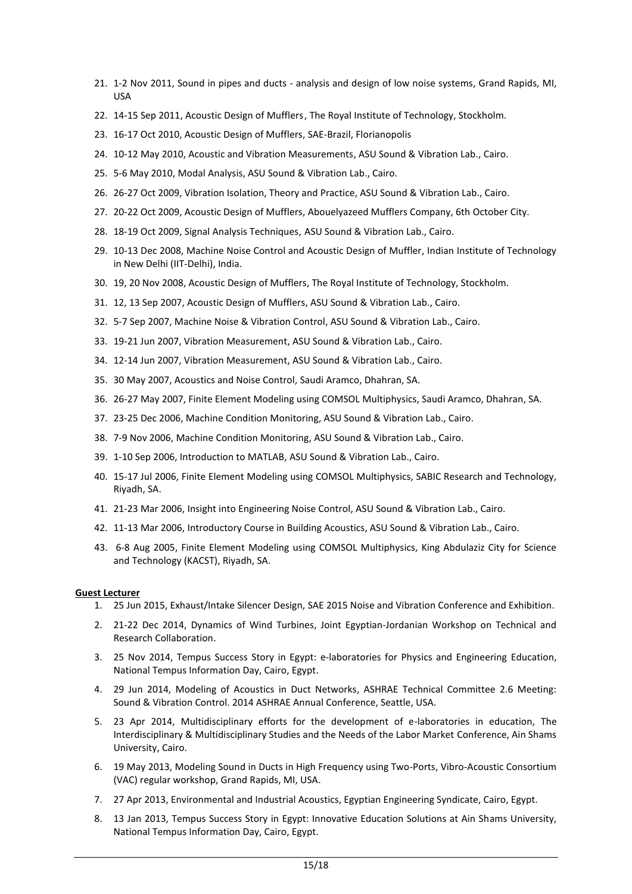21. 1-2 Nov 2011, Sound in pipes and ducts - analysis and design of low noise systems, Grand Rapids, MI, USA
22. 14-15 Sep 2011, Acoustic Design of Mufflers, The Royal Institute of Technology, Stockholm.
23. 16-17 Oct 2010, Acoustic Design of Mufflers, SAE-Brazil, Florianopolis
24. 10-12 May 2010, Acoustic and Vibration Measurements, ASU Sound & Vibration Lab., Cairo.
25. 5-6 May 2010, Modal Analysis, ASU Sound & Vibration Lab., Cairo.
26. 26-27 Oct 2009, Vibration Isolation, Theory and Practice, ASU Sound & Vibration Lab., Cairo.
27. 20-22 Oct 2009, Acoustic Design of Mufflers, Abouelyazeed Mufflers Company, 6th October City.
28. 18-19 Oct 2009, Signal Analysis Techniques, ASU Sound & Vibration Lab., Cairo.
29. 10-13 Dec 2008, Machine Noise Control and Acoustic Design of Muffler, Indian Institute of Technology in New Delhi (IIT-Delhi), India.
30. 19, 20 Nov 2008, Acoustic Design of Mufflers, The Royal Institute of Technology, Stockholm.
31. 12, 13 Sep 2007, Acoustic Design of Mufflers, ASU Sound & Vibration Lab., Cairo.
32. 5-7 Sep 2007, Machine Noise & Vibration Control, ASU Sound & Vibration Lab., Cairo.
33. 19-21 Jun 2007, Vibration Measurement, ASU Sound & Vibration Lab., Cairo.
34. 12-14 Jun 2007, Vibration Measurement, ASU Sound & Vibration Lab., Cairo.
35. 30 May 2007, Acoustics and Noise Control, Saudi Aramco, Dhahran, SA.
36. 26-27 May 2007, Finite Element Modeling using COMSOL Multiphysics, Saudi Aramco, Dhahran, SA.
37. 23-25 Dec 2006, Machine Condition Monitoring, ASU Sound & Vibration Lab., Cairo.
38. 7-9 Nov 2006, Machine Condition Monitoring, ASU Sound & Vibration Lab., Cairo.
39. 1-10 Sep 2006, Introduction to MATLAB, ASU Sound & Vibration Lab., Cairo.
40. 15-17 Jul 2006, Finite Element Modeling using COMSOL Multiphysics, SABIC Research and Technology, Riyadh, SA.
41. 21-23 Mar 2006, Insight into Engineering Noise Control, ASU Sound & Vibration Lab., Cairo.
42. 11-13 Mar 2006, Introductory Course in Building Acoustics, ASU Sound & Vibration Lab., Cairo.
43. 6-8 Aug 2005, Finite Element Modeling using COMSOL Multiphysics, King Abdulaziz City for Science and Technology (KACST), Riyadh, SA.

**Guest Lecturer**

1. 25 Jun 2015, Exhaust/Intake Silencer Design, SAE 2015 Noise and Vibration Conference and Exhibition.
2. 21-22 Dec 2014, Dynamics of Wind Turbines, Joint Egyptian-Jordanian Workshop on Technical and Research Collaboration.
3. 25 Nov 2014, Tempus Success Story in Egypt: e-laboratories for Physics and Engineering Education, National Tempus Information Day, Cairo, Egypt.
4. 29 Jun 2014, Modeling of Acoustics in Duct Networks, ASHRAE Technical Committee 2.6 Meeting: Sound & Vibration Control. 2014 ASHRAE Annual Conference, Seattle, USA.
5. 23 Apr 2014, Multidisciplinary efforts for the development of e-laboratories in education, The Interdisciplinary & Multidisciplinary Studies and the Needs of the Labor Market Conference, Ain Shams University, Cairo.
6. 19 May 2013, Modeling Sound in Ducts in High Frequency using Two-Ports, Vibro-Acoustic Consortium (VAC) regular workshop, Grand Rapids, MI, USA.
7. 27 Apr 2013, Environmental and Industrial Acoustics, Egyptian Engineering Syndicate, Cairo, Egypt.
8. 13 Jan 2013, Tempus Success Story in Egypt: Innovative Education Solutions at Ain Shams University, National Tempus Information Day, Cairo, Egypt.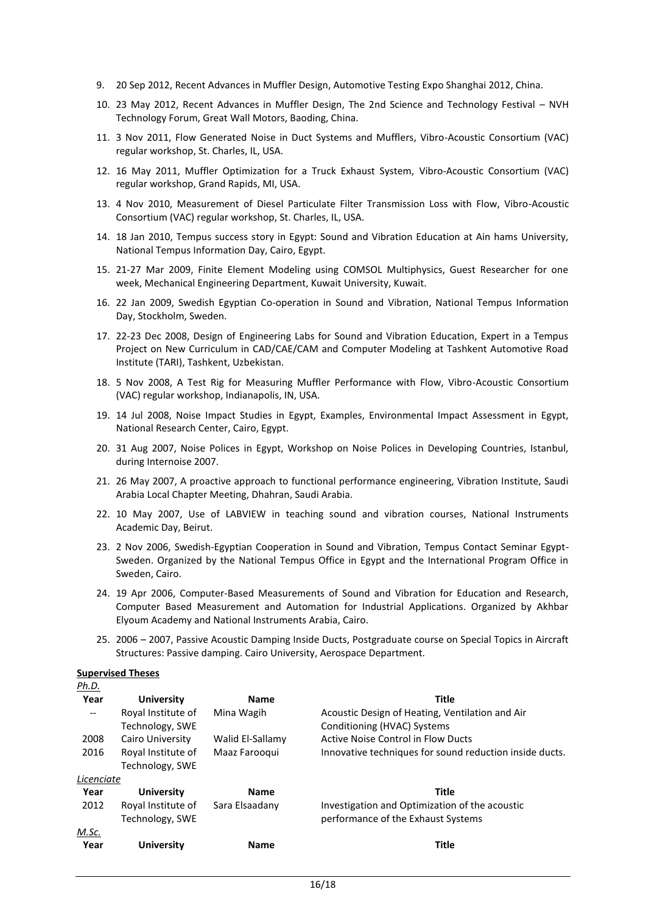9. 20 Sep 2012, Recent Advances in Muffler Design, Automotive Testing Expo Shanghai 2012, China.
10. 23 May 2012, Recent Advances in Muffler Design, The 2nd Science and Technology Festival – NVH Technology Forum, Great Wall Motors, Baoding, China.
11. 3 Nov 2011, Flow Generated Noise in Duct Systems and Mufflers, Vibro-Acoustic Consortium (VAC) regular workshop, St. Charles, IL, USA.
12. 16 May 2011, Muffler Optimization for a Truck Exhaust System, Vibro-Acoustic Consortium (VAC) regular workshop, Grand Rapids, MI, USA.
13. 4 Nov 2010, Measurement of Diesel Particulate Filter Transmission Loss with Flow, Vibro-Acoustic Consortium (VAC) regular workshop, St. Charles, IL, USA.
14. 18 Jan 2010, Tempus success story in Egypt: Sound and Vibration Education at Ain hams University, National Tempus Information Day, Cairo, Egypt.
15. 21-27 Mar 2009, Finite Element Modeling using COMSOL Multiphysics, Guest Researcher for one week, Mechanical Engineering Department, Kuwait University, Kuwait.
16. 22 Jan 2009, Swedish Egyptian Co-operation in Sound and Vibration, National Tempus Information Day, Stockholm, Sweden.
17. 22-23 Dec 2008, Design of Engineering Labs for Sound and Vibration Education, Expert in a Tempus Project on New Curriculum in CAD/CAE/CAM and Computer Modeling at Tashkent Automotive Road Institute (TARI), Tashkent, Uzbekistan.
18. 5 Nov 2008, A Test Rig for Measuring Muffler Performance with Flow, Vibro-Acoustic Consortium (VAC) regular workshop, Indianapolis, IN, USA.
19. 14 Jul 2008, Noise Impact Studies in Egypt, Examples, Environmental Impact Assessment in Egypt, National Research Center, Cairo, Egypt.
20. 31 Aug 2007, Noise Polices in Egypt, Workshop on Noise Polices in Developing Countries, Istanbul, during Internoise 2007.
21. 26 May 2007, A proactive approach to functional performance engineering, Vibration Institute, Saudi Arabia Local Chapter Meeting, Dhahran, Saudi Arabia.
22. 10 May 2007, Use of LABVIEW in teaching sound and vibration courses, National Instruments Academic Day, Beirut.
23. 2 Nov 2006, Swedish-Egyptian Cooperation in Sound and Vibration, Tempus Contact Seminar Egypt-Sweden. Organized by the National Tempus Office in Egypt and the International Program Office in Sweden, Cairo.
24. 19 Apr 2006, Computer-Based Measurements of Sound and Vibration for Education and Research, Computer Based Measurement and Automation for Industrial Applications. Organized by Akhbar Elyoum Academy and National Instruments Arabia, Cairo.
25. 2006 – 2007, Passive Acoustic Damping Inside Ducts, Postgraduate course on Special Topics in Aircraft Structures: Passive damping. Cairo University, Aerospace Department.

**Supervised Theses**

*Ph.D.*

| Year | University | Name | Title |
|---|---|---|---|
| -- | Royal Institute of Technology, SWE | Mina Wagih | Acoustic Design of Heating, Ventilation and Air Conditioning (HVAC) Systems |
| 2008 | Cairo University | Walid El-Sallamy | Active Noise Control in Flow Ducts |
| 2016 | Royal Institute of Technology, SWE | Maaz Farooqui | Innovative techniques for sound reduction inside ducts. |

*Licenciate*

| Year | University | Name | Title |
|---|---|---|---|
| 2012 | Royal Institute of Technology, SWE | Sara Elsaadany | Investigation and Optimization of the acoustic performance of the Exhaust Systems |

*M.Sc.*

| Year | University | Name | Title |
|---|---|---|---|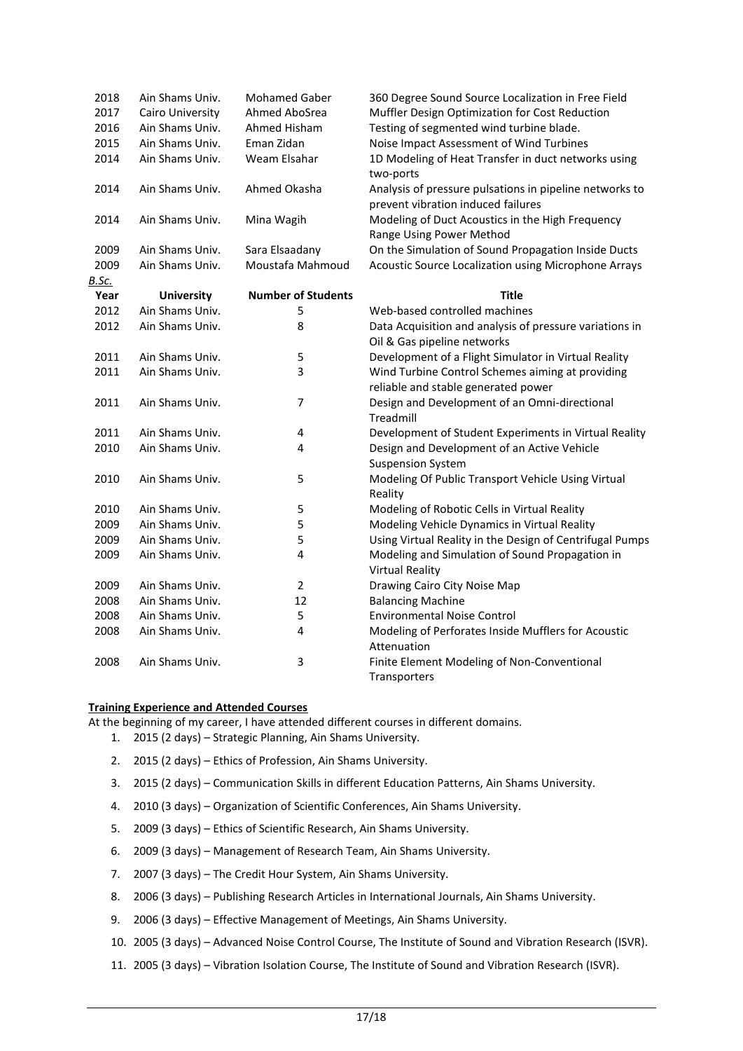| | | | |
|---|---|---|---|
| 2018 | Ain Shams Univ. | Mohamed Gaber | 360 Degree Sound Source Localization in Free Field |
| 2017 | Cairo University | Ahmed AboSrea | Muffler Design Optimization for Cost Reduction |
| 2016 | Ain Shams Univ. | Ahmed Hisham | Testing of segmented wind turbine blade. |
| 2015 | Ain Shams Univ. | Eman Zidan | Noise Impact Assessment of Wind Turbines |
| 2014 | Ain Shams Univ. | Weam Elsahar | 1D Modeling of Heat Transfer in duct networks using two-ports |
| 2014 | Ain Shams Univ. | Ahmed Okasha | Analysis of pressure pulsations in pipeline networks to prevent vibration induced failures |
| 2014 | Ain Shams Univ. | Mina Wagih | Modeling of Duct Acoustics in the High Frequency Range Using Power Method |
| 2009 | Ain Shams Univ. | Sara Elsaadany | On the Simulation of Sound Propagation Inside Ducts |
| 2009 | Ain Shams Univ. | Moustafa Mahmoud | Acoustic Source Localization using Microphone Arrays |

_B.Sc._

| Year | University | Number of Students | Title |
|---|---|---|---|
| 2012 | Ain Shams Univ. | 5 | Web-based controlled machines |
| 2012 | Ain Shams Univ. | 8 | Data Acquisition and analysis of pressure variations in Oil & Gas pipeline networks |
| 2011 | Ain Shams Univ. | 5 | Development of a Flight Simulator in Virtual Reality |
| 2011 | Ain Shams Univ. | 3 | Wind Turbine Control Schemes aiming at providing reliable and stable generated power |
| 2011 | Ain Shams Univ. | 7 | Design and Development of an Omni-directional Treadmill |
| 2011 | Ain Shams Univ. | 4 | Development of Student Experiments in Virtual Reality |
| 2010 | Ain Shams Univ. | 4 | Design and Development of an Active Vehicle Suspension System |
| 2010 | Ain Shams Univ. | 5 | Modeling Of Public Transport Vehicle Using Virtual Reality |
| 2010 | Ain Shams Univ. | 5 | Modeling of Robotic Cells in Virtual Reality |
| 2009 | Ain Shams Univ. | 5 | Modeling Vehicle Dynamics in Virtual Reality |
| 2009 | Ain Shams Univ. | 5 | Using Virtual Reality in the Design of Centrifugal Pumps |
| 2009 | Ain Shams Univ. | 4 | Modeling and Simulation of Sound Propagation in Virtual Reality |
| 2009 | Ain Shams Univ. | 2 | Drawing Cairo City Noise Map |
| 2008 | Ain Shams Univ. | 12 | Balancing Machine |
| 2008 | Ain Shams Univ. | 5 | Environmental Noise Control |
| 2008 | Ain Shams Univ. | 4 | Modeling of Perforates Inside Mufflers for Acoustic Attenuation |
| 2008 | Ain Shams Univ. | 3 | Finite Element Modeling of Non-Conventional Transporters |

**Training Experience and Attended Courses**

At the beginning of my career, I have attended different courses in different domains.

1. 2015 (2 days) – Strategic Planning, Ain Shams University.
2. 2015 (2 days) – Ethics of Profession, Ain Shams University.
3. 2015 (2 days) – Communication Skills in different Education Patterns, Ain Shams University.
4. 2010 (3 days) – Organization of Scientific Conferences, Ain Shams University.
5. 2009 (3 days) – Ethics of Scientific Research, Ain Shams University.
6. 2009 (3 days) – Management of Research Team, Ain Shams University.
7. 2007 (3 days) – The Credit Hour System, Ain Shams University.
8. 2006 (3 days) – Publishing Research Articles in International Journals, Ain Shams University.
9. 2006 (3 days) – Effective Management of Meetings, Ain Shams University.
10. 2005 (3 days) – Advanced Noise Control Course, The Institute of Sound and Vibration Research (ISVR).
11. 2005 (3 days) – Vibration Isolation Course, The Institute of Sound and Vibration Research (ISVR).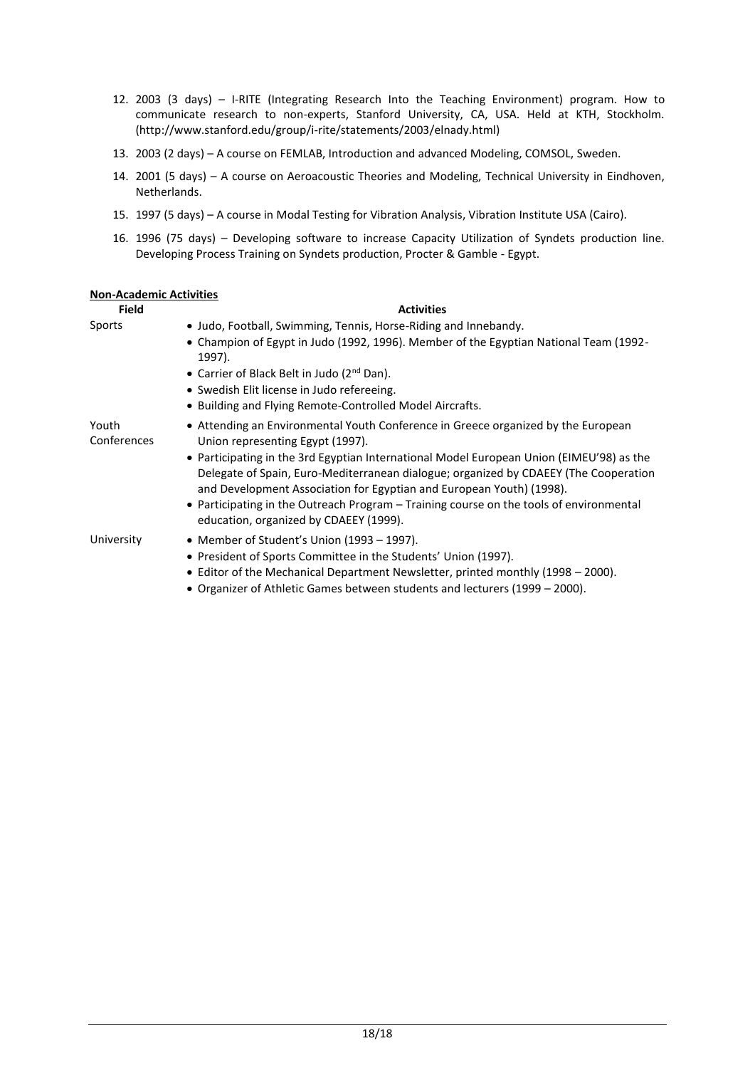12. 2003 (3 days) – I-RITE (Integrating Research Into the Teaching Environment) program. How to communicate research to non-experts, Stanford University, CA, USA. Held at KTH, Stockholm. (http://www.stanford.edu/group/i-rite/statements/2003/elnady.html)

13. 2003 (2 days) – A course on FEMLAB, Introduction and advanced Modeling, COMSOL, Sweden.

14. 2001 (5 days) – A course on Aeroacoustic Theories and Modeling, Technical University in Eindhoven, Netherlands.

15. 1997 (5 days) – A course in Modal Testing for Vibration Analysis, Vibration Institute USA (Cairo).

16. 1996 (75 days) – Developing software to increase Capacity Utilization of Syndets production line. Developing Process Training on Syndets production, Procter & Gamble - Egypt.

**Non-Academic Activities**

| Field | Activities |
|---|---|
| Sports | • Judo, Football, Swimming, Tennis, Horse-Riding and Innebandy.<br>• Champion of Egypt in Judo (1992, 1996). Member of the Egyptian National Team (1992-1997).<br>• Carrier of Black Belt in Judo (2nd Dan).<br>• Swedish Elit license in Judo refereeing.<br>• Building and Flying Remote-Controlled Model Aircrafts. |
| Youth Conferences | • Attending an Environmental Youth Conference in Greece organized by the European Union representing Egypt (1997).<br>• Participating in the 3rd Egyptian International Model European Union (EIMEU'98) as the Delegate of Spain, Euro-Mediterranean dialogue; organized by CDAEEY (The Cooperation and Development Association for Egyptian and European Youth) (1998).<br>• Participating in the Outreach Program – Training course on the tools of environmental education, organized by CDAEEY (1999). |
| University | • Member of Student's Union (1993 – 1997).<br>• President of Sports Committee in the Students' Union (1997).<br>• Editor of the Mechanical Department Newsletter, printed monthly (1998 – 2000).<br>• Organizer of Athletic Games between students and lecturers (1999 – 2000). |